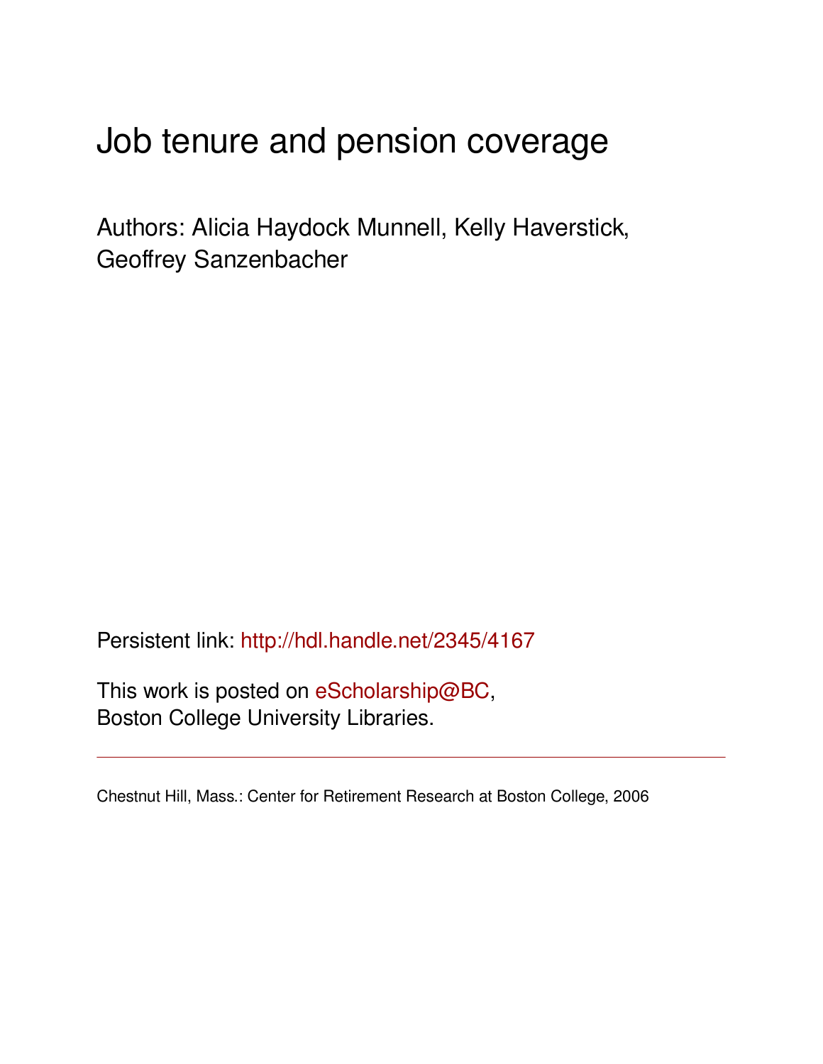# Job tenure and pension coverage

Authors: Alicia Haydock Munnell, Kelly Haverstick, Geoffrey Sanzenbacher

Persistent link: http://hdl.handle.net/2345/4167

This work is posted on eScholarship@BC, Boston College University Libraries.

---

Chestnut Hill, Mass.: Center for Retirement Research at Boston College, 2006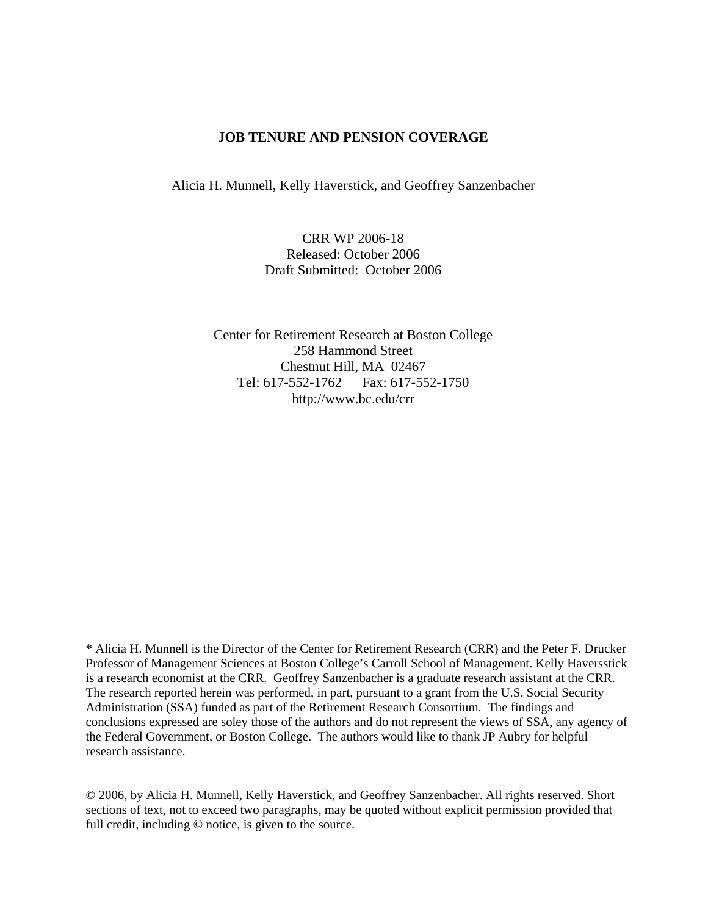**JOB TENURE AND PENSION COVERAGE**

Alicia H. Munnell, Kelly Haverstick, and Geoffrey Sanzenbacher

CRR WP 2006-18
Released: October 2006
Draft Submitted: October 2006

Center for Retirement Research at Boston College
258 Hammond Street
Chestnut Hill, MA 02467
Tel: 617-552-1762 Fax: 617-552-1750
http://www.bc.edu/crr

\* Alicia H. Munnell is the Director of the Center for Retirement Research (CRR) and the Peter F. Drucker Professor of Management Sciences at Boston College's Carroll School of Management. Kelly Haversstick is a research economist at the CRR. Geoffrey Sanzenbacher is a graduate research assistant at the CRR. The research reported herein was performed, in part, pursuant to a grant from the U.S. Social Security Administration (SSA) funded as part of the Retirement Research Consortium. The findings and conclusions expressed are soley those of the authors and do not represent the views of SSA, any agency of the Federal Government, or Boston College. The authors would like to thank JP Aubry for helpful research assistance.

© 2006, by Alicia H. Munnell, Kelly Haverstick, and Geoffrey Sanzenbacher. All rights reserved. Short sections of text, not to exceed two paragraphs, may be quoted without explicit permission provided that full credit, including © notice, is given to the source.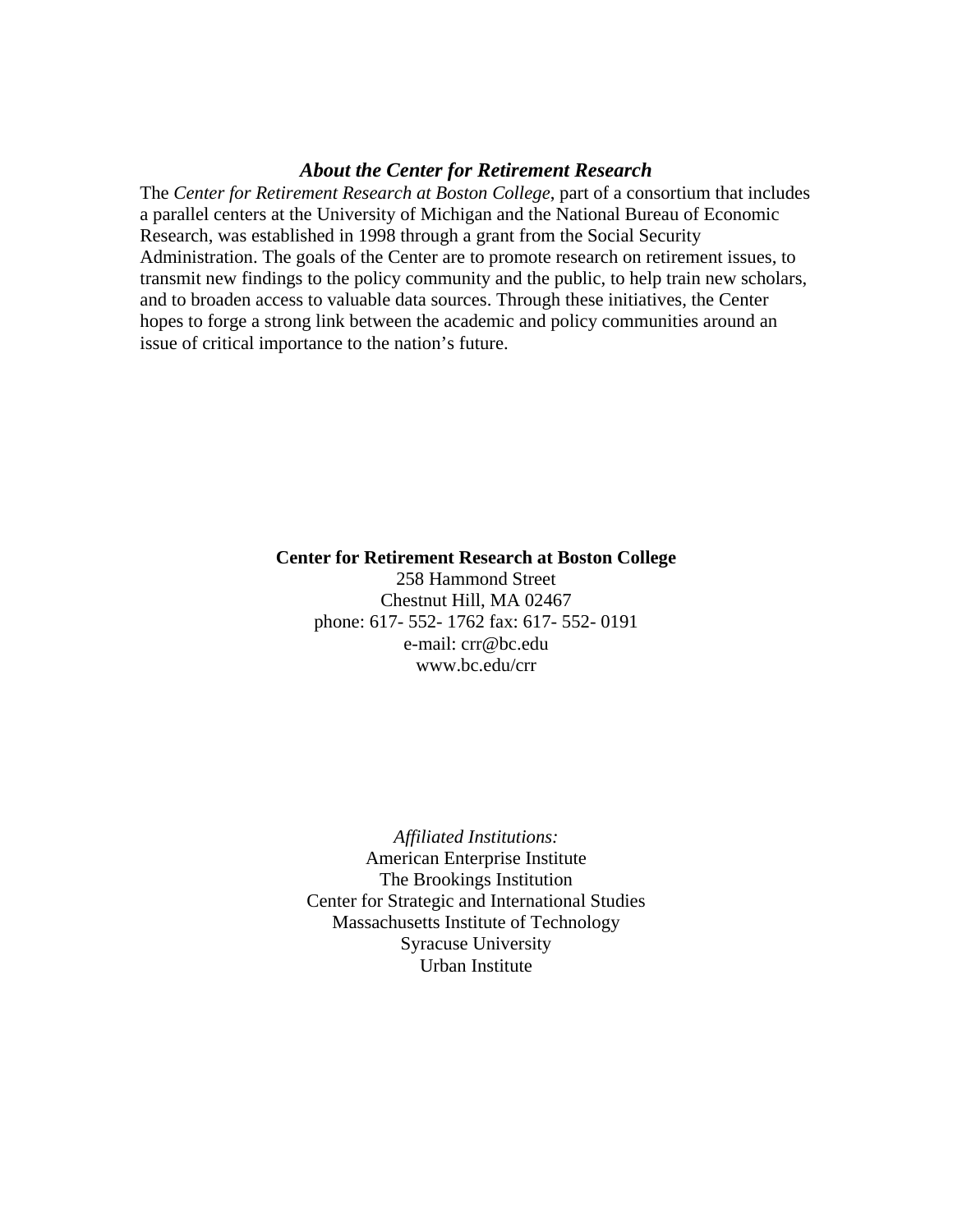### ***About the Center for Retirement Research***

The *Center for Retirement Research at Boston College,* part of a consortium that includes a parallel centers at the University of Michigan and the National Bureau of Economic Research, was established in 1998 through a grant from the Social Security Administration. The goals of the Center are to promote research on retirement issues, to transmit new findings to the policy community and the public, to help train new scholars, and to broaden access to valuable data sources. Through these initiatives, the Center hopes to forge a strong link between the academic and policy communities around an issue of critical importance to the nation's future.

**Center for Retirement Research at Boston College**
258 Hammond Street
Chestnut Hill, MA 02467
phone: 617- 552- 1762 fax: 617- 552- 0191
e-mail: crr@bc.edu
www.bc.edu/crr

*Affiliated Institutions:*
American Enterprise Institute
The Brookings Institution
Center for Strategic and International Studies
Massachusetts Institute of Technology
Syracuse University
Urban Institute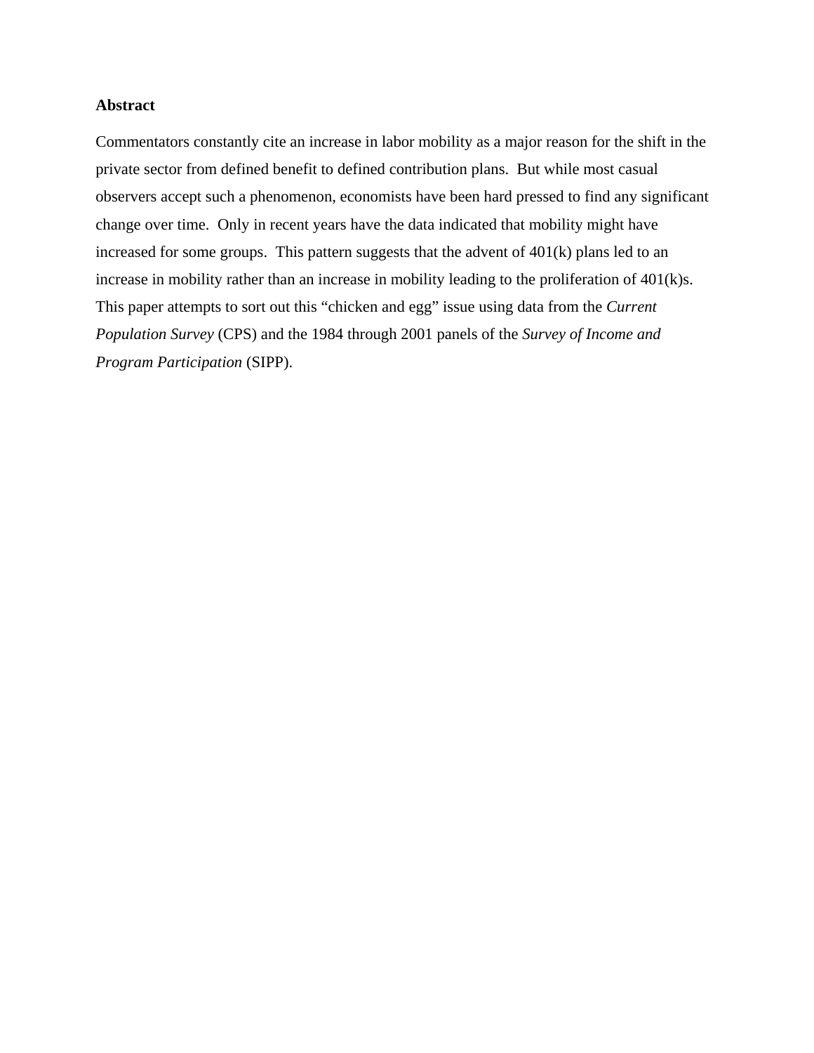**Abstract**

Commentators constantly cite an increase in labor mobility as a major reason for the shift in the private sector from defined benefit to defined contribution plans. But while most casual observers accept such a phenomenon, economists have been hard pressed to find any significant change over time. Only in recent years have the data indicated that mobility might have increased for some groups. This pattern suggests that the advent of 401(k) plans led to an increase in mobility rather than an increase in mobility leading to the proliferation of 401(k)s. This paper attempts to sort out this "chicken and egg" issue using data from the *Current Population Survey* (CPS) and the 1984 through 2001 panels of the *Survey of Income and Program Participation* (SIPP).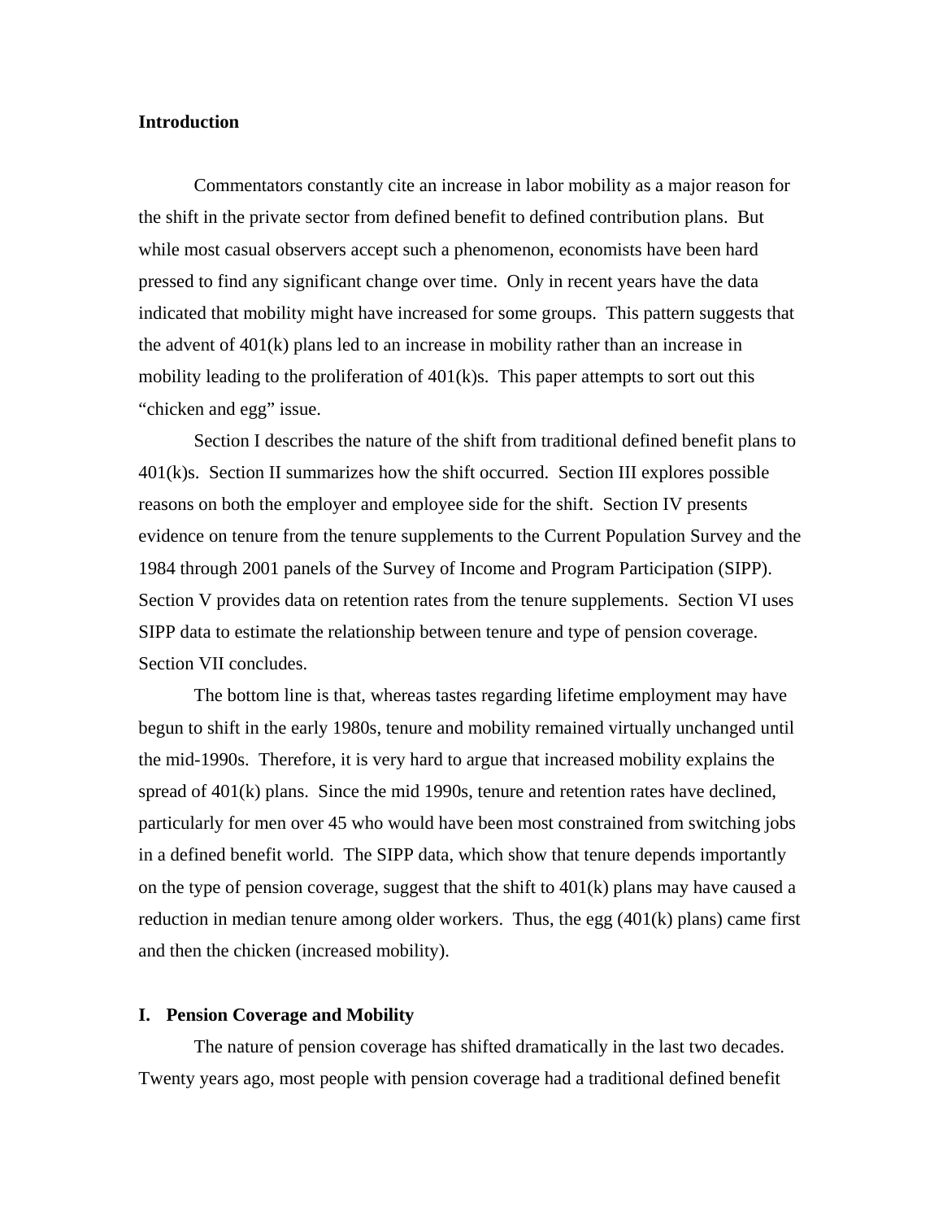## Introduction

Commentators constantly cite an increase in labor mobility as a major reason for the shift in the private sector from defined benefit to defined contribution plans. But while most casual observers accept such a phenomenon, economists have been hard pressed to find any significant change over time. Only in recent years have the data indicated that mobility might have increased for some groups. This pattern suggests that the advent of 401(k) plans led to an increase in mobility rather than an increase in mobility leading to the proliferation of 401(k)s. This paper attempts to sort out this "chicken and egg" issue.

Section I describes the nature of the shift from traditional defined benefit plans to 401(k)s. Section II summarizes how the shift occurred. Section III explores possible reasons on both the employer and employee side for the shift. Section IV presents evidence on tenure from the tenure supplements to the Current Population Survey and the 1984 through 2001 panels of the Survey of Income and Program Participation (SIPP). Section V provides data on retention rates from the tenure supplements. Section VI uses SIPP data to estimate the relationship between tenure and type of pension coverage. Section VII concludes.

The bottom line is that, whereas tastes regarding lifetime employment may have begun to shift in the early 1980s, tenure and mobility remained virtually unchanged until the mid-1990s. Therefore, it is very hard to argue that increased mobility explains the spread of 401(k) plans. Since the mid 1990s, tenure and retention rates have declined, particularly for men over 45 who would have been most constrained from switching jobs in a defined benefit world. The SIPP data, which show that tenure depends importantly on the type of pension coverage, suggest that the shift to 401(k) plans may have caused a reduction in median tenure among older workers. Thus, the egg (401(k) plans) came first and then the chicken (increased mobility).

## I. Pension Coverage and Mobility

The nature of pension coverage has shifted dramatically in the last two decades. Twenty years ago, most people with pension coverage had a traditional defined benefit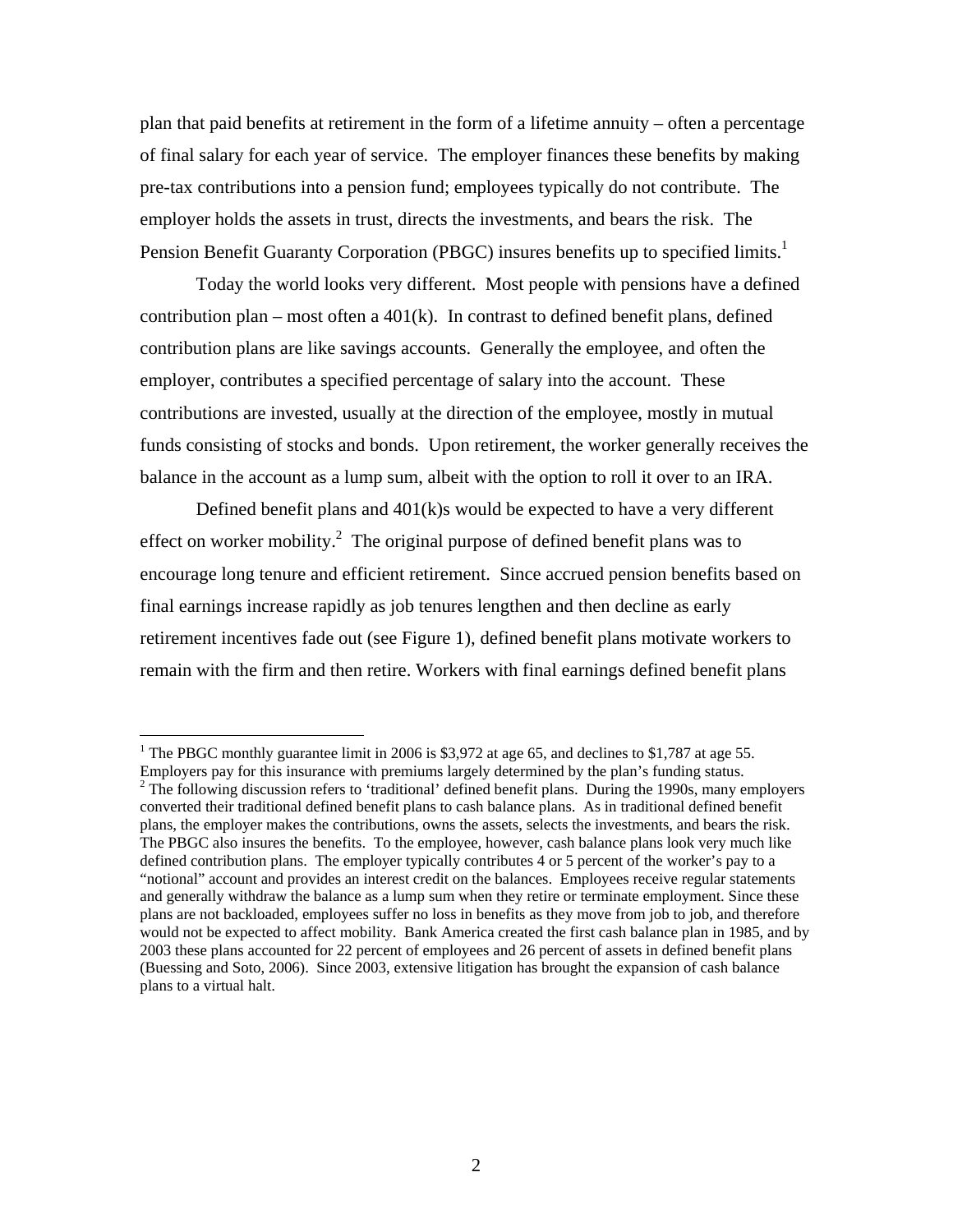plan that paid benefits at retirement in the form of a lifetime annuity – often a percentage of final salary for each year of service. The employer finances these benefits by making pre-tax contributions into a pension fund; employees typically do not contribute. The employer holds the assets in trust, directs the investments, and bears the risk. The Pension Benefit Guaranty Corporation (PBGC) insures benefits up to specified limits.[1]

Today the world looks very different. Most people with pensions have a defined contribution plan – most often a 401(k). In contrast to defined benefit plans, defined contribution plans are like savings accounts. Generally the employee, and often the employer, contributes a specified percentage of salary into the account. These contributions are invested, usually at the direction of the employee, mostly in mutual funds consisting of stocks and bonds. Upon retirement, the worker generally receives the balance in the account as a lump sum, albeit with the option to roll it over to an IRA.

Defined benefit plans and 401(k)s would be expected to have a very different effect on worker mobility.[2] The original purpose of defined benefit plans was to encourage long tenure and efficient retirement. Since accrued pension benefits based on final earnings increase rapidly as job tenures lengthen and then decline as early retirement incentives fade out (see Figure 1), defined benefit plans motivate workers to remain with the firm and then retire. Workers with final earnings defined benefit plans

---

[1] The PBGC monthly guarantee limit in 2006 is $3,972 at age 65, and declines to $1,787 at age 55. Employers pay for this insurance with premiums largely determined by the plan's funding status.

[2] The following discussion refers to 'traditional' defined benefit plans. During the 1990s, many employers converted their traditional defined benefit plans to cash balance plans. As in traditional defined benefit plans, the employer makes the contributions, owns the assets, selects the investments, and bears the risk. The PBGC also insures the benefits. To the employee, however, cash balance plans look very much like defined contribution plans. The employer typically contributes 4 or 5 percent of the worker's pay to a "notional" account and provides an interest credit on the balances. Employees receive regular statements and generally withdraw the balance as a lump sum when they retire or terminate employment. Since these plans are not backloaded, employees suffer no loss in benefits as they move from job to job, and therefore would not be expected to affect mobility. Bank America created the first cash balance plan in 1985, and by 2003 these plans accounted for 22 percent of employees and 26 percent of assets in defined benefit plans (Buessing and Soto, 2006). Since 2003, extensive litigation has brought the expansion of cash balance plans to a virtual halt.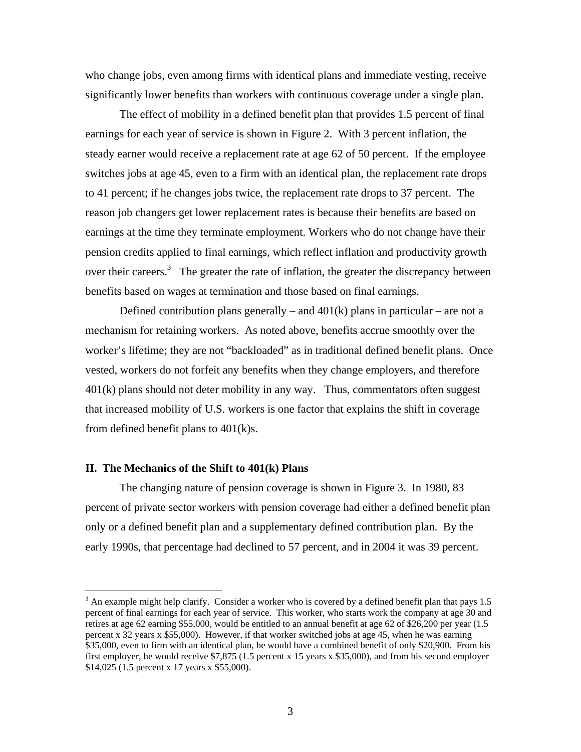who change jobs, even among firms with identical plans and immediate vesting, receive significantly lower benefits than workers with continuous coverage under a single plan.

The effect of mobility in a defined benefit plan that provides 1.5 percent of final earnings for each year of service is shown in Figure 2. With 3 percent inflation, the steady earner would receive a replacement rate at age 62 of 50 percent. If the employee switches jobs at age 45, even to a firm with an identical plan, the replacement rate drops to 41 percent; if he changes jobs twice, the replacement rate drops to 37 percent. The reason job changers get lower replacement rates is because their benefits are based on earnings at the time they terminate employment. Workers who do not change have their pension credits applied to final earnings, which reflect inflation and productivity growth over their careers.[3] The greater the rate of inflation, the greater the discrepancy between benefits based on wages at termination and those based on final earnings.

Defined contribution plans generally – and 401(k) plans in particular – are not a mechanism for retaining workers. As noted above, benefits accrue smoothly over the worker's lifetime; they are not "backloaded" as in traditional defined benefit plans. Once vested, workers do not forfeit any benefits when they change employers, and therefore 401(k) plans should not deter mobility in any way. Thus, commentators often suggest that increased mobility of U.S. workers is one factor that explains the shift in coverage from defined benefit plans to 401(k)s.

## II. The Mechanics of the Shift to 401(k) Plans

The changing nature of pension coverage is shown in Figure 3. In 1980, 83 percent of private sector workers with pension coverage had either a defined benefit plan only or a defined benefit plan and a supplementary defined contribution plan. By the early 1990s, that percentage had declined to 57 percent, and in 2004 it was 39 percent.

[3] An example might help clarify. Consider a worker who is covered by a defined benefit plan that pays 1.5 percent of final earnings for each year of service. This worker, who starts work the company at age 30 and retires at age 62 earning $55,000, would be entitled to an annual benefit at age 62 of $26,200 per year (1.5 percent x 32 years x $55,000). However, if that worker switched jobs at age 45, when he was earning $35,000, even to firm with an identical plan, he would have a combined benefit of only $20,900. From his first employer, he would receive $7,875 (1.5 percent x 15 years x $35,000), and from his second employer $14,025 (1.5 percent x 17 years x $55,000).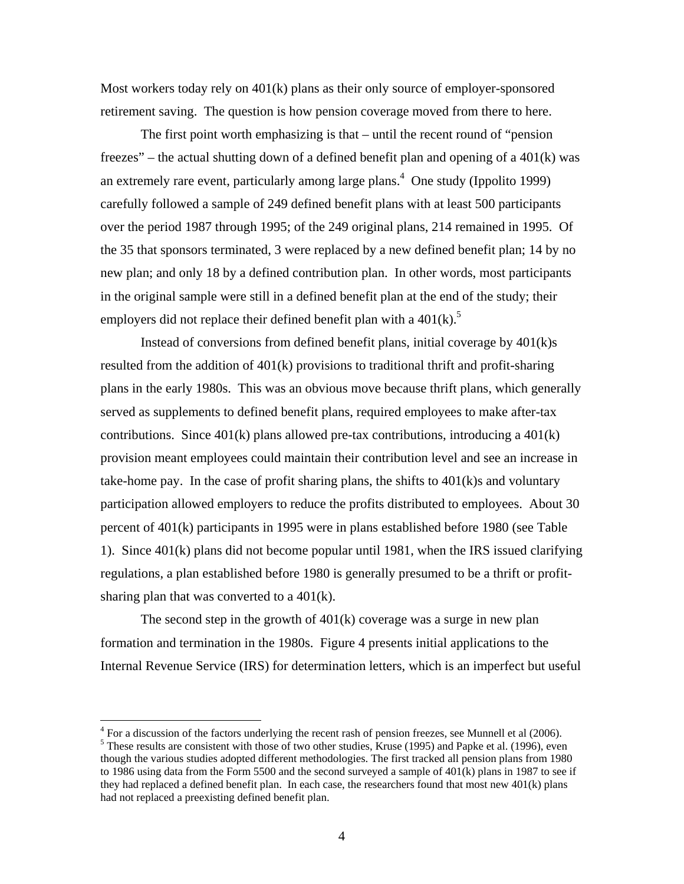Most workers today rely on 401(k) plans as their only source of employer-sponsored retirement saving. The question is how pension coverage moved from there to here.

The first point worth emphasizing is that – until the recent round of "pension freezes" – the actual shutting down of a defined benefit plan and opening of a 401(k) was an extremely rare event, particularly among large plans.[4] One study (Ippolito 1999) carefully followed a sample of 249 defined benefit plans with at least 500 participants over the period 1987 through 1995; of the 249 original plans, 214 remained in 1995. Of the 35 that sponsors terminated, 3 were replaced by a new defined benefit plan; 14 by no new plan; and only 18 by a defined contribution plan. In other words, most participants in the original sample were still in a defined benefit plan at the end of the study; their employers did not replace their defined benefit plan with a 401(k).[5]

Instead of conversions from defined benefit plans, initial coverage by 401(k)s resulted from the addition of 401(k) provisions to traditional thrift and profit-sharing plans in the early 1980s. This was an obvious move because thrift plans, which generally served as supplements to defined benefit plans, required employees to make after-tax contributions. Since 401(k) plans allowed pre-tax contributions, introducing a 401(k) provision meant employees could maintain their contribution level and see an increase in take-home pay. In the case of profit sharing plans, the shifts to 401(k)s and voluntary participation allowed employers to reduce the profits distributed to employees. About 30 percent of 401(k) participants in 1995 were in plans established before 1980 (see Table 1). Since 401(k) plans did not become popular until 1981, when the IRS issued clarifying regulations, a plan established before 1980 is generally presumed to be a thrift or profit-sharing plan that was converted to a 401(k).

The second step in the growth of 401(k) coverage was a surge in new plan formation and termination in the 1980s. Figure 4 presents initial applications to the Internal Revenue Service (IRS) for determination letters, which is an imperfect but useful

---

[4] For a discussion of the factors underlying the recent rash of pension freezes, see Munnell et al (2006).

[5] These results are consistent with those of two other studies, Kruse (1995) and Papke et al. (1996), even though the various studies adopted different methodologies. The first tracked all pension plans from 1980 to 1986 using data from the Form 5500 and the second surveyed a sample of 401(k) plans in 1987 to see if they had replaced a defined benefit plan. In each case, the researchers found that most new 401(k) plans had not replaced a preexisting defined benefit plan.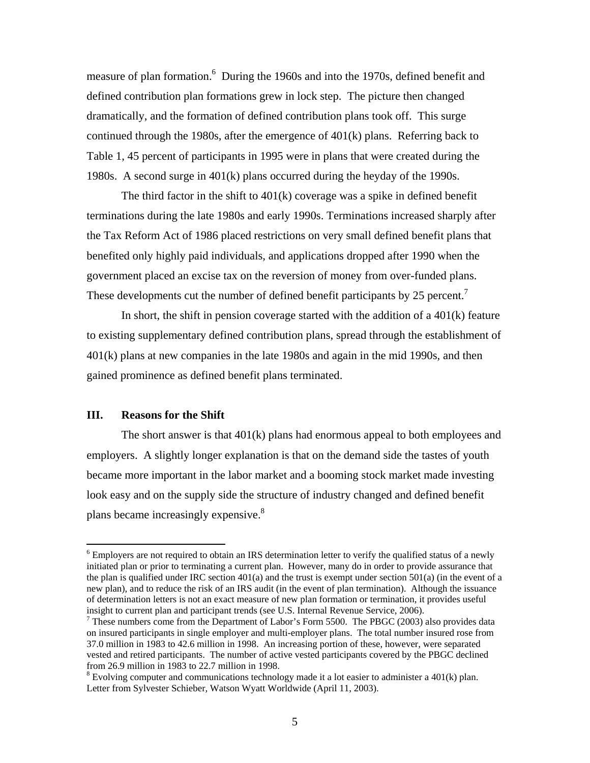measure of plan formation.[6] During the 1960s and into the 1970s, defined benefit and defined contribution plan formations grew in lock step. The picture then changed dramatically, and the formation of defined contribution plans took off. This surge continued through the 1980s, after the emergence of 401(k) plans. Referring back to Table 1, 45 percent of participants in 1995 were in plans that were created during the 1980s. A second surge in 401(k) plans occurred during the heyday of the 1990s.

The third factor in the shift to 401(k) coverage was a spike in defined benefit terminations during the late 1980s and early 1990s. Terminations increased sharply after the Tax Reform Act of 1986 placed restrictions on very small defined benefit plans that benefited only highly paid individuals, and applications dropped after 1990 when the government placed an excise tax on the reversion of money from over-funded plans. These developments cut the number of defined benefit participants by 25 percent.[7]

In short, the shift in pension coverage started with the addition of a 401(k) feature to existing supplementary defined contribution plans, spread through the establishment of 401(k) plans at new companies in the late 1980s and again in the mid 1990s, and then gained prominence as defined benefit plans terminated.

## III. Reasons for the Shift

The short answer is that 401(k) plans had enormous appeal to both employees and employers. A slightly longer explanation is that on the demand side the tastes of youth became more important in the labor market and a booming stock market made investing look easy and on the supply side the structure of industry changed and defined benefit plans became increasingly expensive.[8]

---

[6] Employers are not required to obtain an IRS determination letter to verify the qualified status of a newly initiated plan or prior to terminating a current plan. However, many do in order to provide assurance that the plan is qualified under IRC section 401(a) and the trust is exempt under section 501(a) (in the event of a new plan), and to reduce the risk of an IRS audit (in the event of plan termination). Although the issuance of determination letters is not an exact measure of new plan formation or termination, it provides useful insight to current plan and participant trends (see U.S. Internal Revenue Service, 2006).

[7] These numbers come from the Department of Labor's Form 5500. The PBGC (2003) also provides data on insured participants in single employer and multi-employer plans. The total number insured rose from 37.0 million in 1983 to 42.6 million in 1998. An increasing portion of these, however, were separated vested and retired participants. The number of active vested participants covered by the PBGC declined from 26.9 million in 1983 to 22.7 million in 1998.

[8] Evolving computer and communications technology made it a lot easier to administer a 401(k) plan. Letter from Sylvester Schieber, Watson Wyatt Worldwide (April 11, 2003).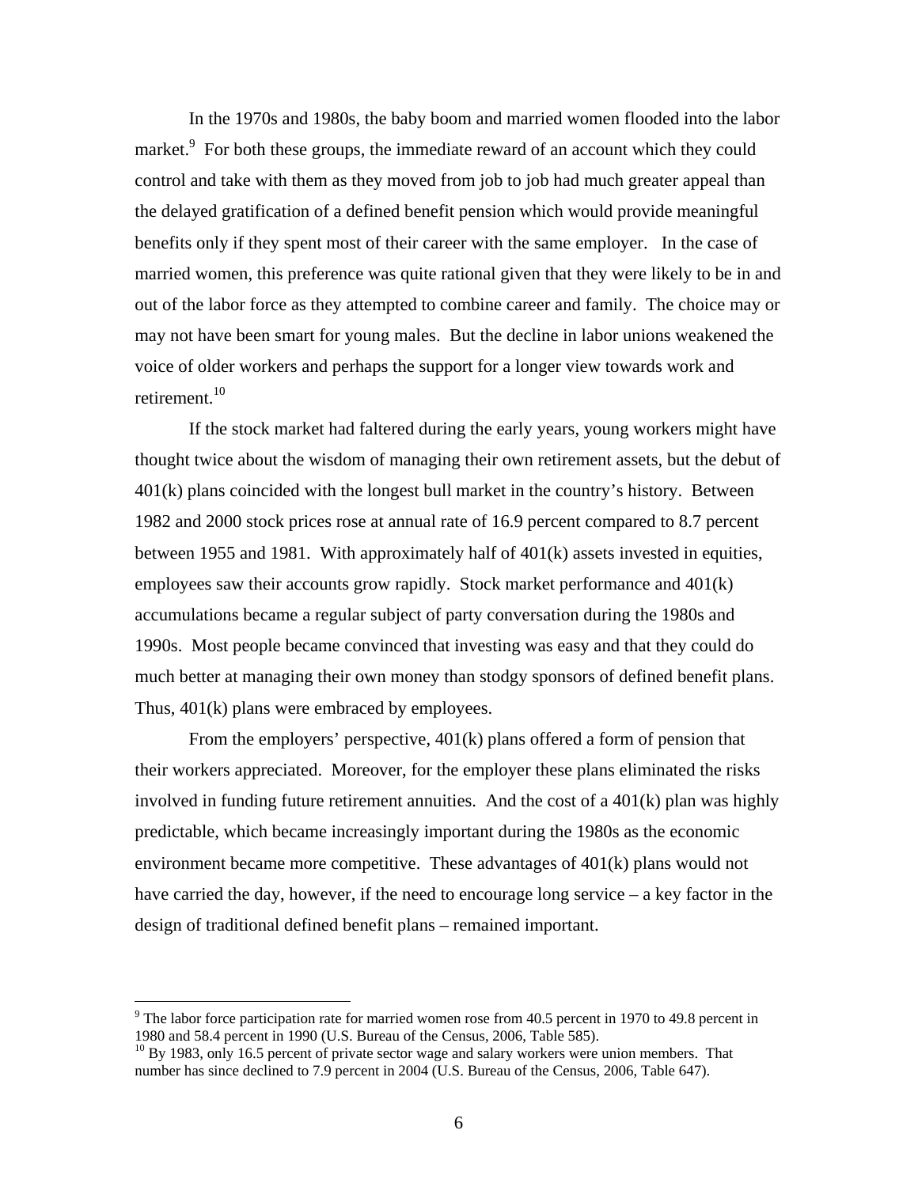In the 1970s and 1980s, the baby boom and married women flooded into the labor market.[9] For both these groups, the immediate reward of an account which they could control and take with them as they moved from job to job had much greater appeal than the delayed gratification of a defined benefit pension which would provide meaningful benefits only if they spent most of their career with the same employer. In the case of married women, this preference was quite rational given that they were likely to be in and out of the labor force as they attempted to combine career and family. The choice may or may not have been smart for young males. But the decline in labor unions weakened the voice of older workers and perhaps the support for a longer view towards work and retirement.[10]

If the stock market had faltered during the early years, young workers might have thought twice about the wisdom of managing their own retirement assets, but the debut of 401(k) plans coincided with the longest bull market in the country's history. Between 1982 and 2000 stock prices rose at annual rate of 16.9 percent compared to 8.7 percent between 1955 and 1981. With approximately half of 401(k) assets invested in equities, employees saw their accounts grow rapidly. Stock market performance and 401(k) accumulations became a regular subject of party conversation during the 1980s and 1990s. Most people became convinced that investing was easy and that they could do much better at managing their own money than stodgy sponsors of defined benefit plans. Thus, 401(k) plans were embraced by employees.

From the employers' perspective, 401(k) plans offered a form of pension that their workers appreciated. Moreover, for the employer these plans eliminated the risks involved in funding future retirement annuities. And the cost of a 401(k) plan was highly predictable, which became increasingly important during the 1980s as the economic environment became more competitive. These advantages of 401(k) plans would not have carried the day, however, if the need to encourage long service – a key factor in the design of traditional defined benefit plans – remained important.

---

[9] The labor force participation rate for married women rose from 40.5 percent in 1970 to 49.8 percent in 1980 and 58.4 percent in 1990 (U.S. Bureau of the Census, 2006, Table 585).

[10] By 1983, only 16.5 percent of private sector wage and salary workers were union members. That number has since declined to 7.9 percent in 2004 (U.S. Bureau of the Census, 2006, Table 647).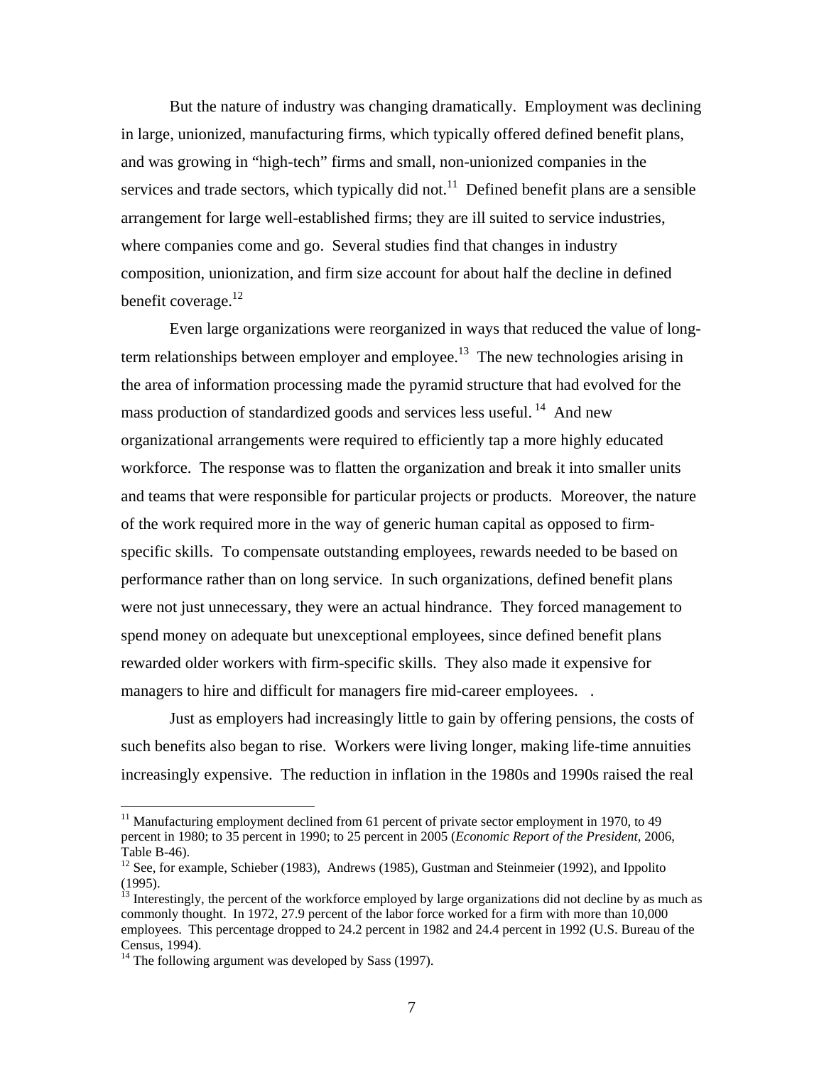But the nature of industry was changing dramatically. Employment was declining in large, unionized, manufacturing firms, which typically offered defined benefit plans, and was growing in "high-tech" firms and small, non-unionized companies in the services and trade sectors, which typically did not.[11] Defined benefit plans are a sensible arrangement for large well-established firms; they are ill suited to service industries, where companies come and go. Several studies find that changes in industry composition, unionization, and firm size account for about half the decline in defined benefit coverage.[12]

Even large organizations were reorganized in ways that reduced the value of long-term relationships between employer and employee.[13] The new technologies arising in the area of information processing made the pyramid structure that had evolved for the mass production of standardized goods and services less useful.[14] And new organizational arrangements were required to efficiently tap a more highly educated workforce. The response was to flatten the organization and break it into smaller units and teams that were responsible for particular projects or products. Moreover, the nature of the work required more in the way of generic human capital as opposed to firm-specific skills. To compensate outstanding employees, rewards needed to be based on performance rather than on long service. In such organizations, defined benefit plans were not just unnecessary, they were an actual hindrance. They forced management to spend money on adequate but unexceptional employees, since defined benefit plans rewarded older workers with firm-specific skills. They also made it expensive for managers to hire and difficult for managers fire mid-career employees. .

Just as employers had increasingly little to gain by offering pensions, the costs of such benefits also began to rise. Workers were living longer, making life-time annuities increasingly expensive. The reduction in inflation in the 1980s and 1990s raised the real

---

[11] Manufacturing employment declined from 61 percent of private sector employment in 1970, to 49 percent in 1980; to 35 percent in 1990; to 25 percent in 2005 (*Economic Report of the President,* 2006, Table B-46).

[12] See, for example, Schieber (1983), Andrews (1985), Gustman and Steinmeier (1992), and Ippolito (1995).

[13] Interestingly, the percent of the workforce employed by large organizations did not decline by as much as commonly thought. In 1972, 27.9 percent of the labor force worked for a firm with more than 10,000 employees. This percentage dropped to 24.2 percent in 1982 and 24.4 percent in 1992 (U.S. Bureau of the Census, 1994).

[14] The following argument was developed by Sass (1997).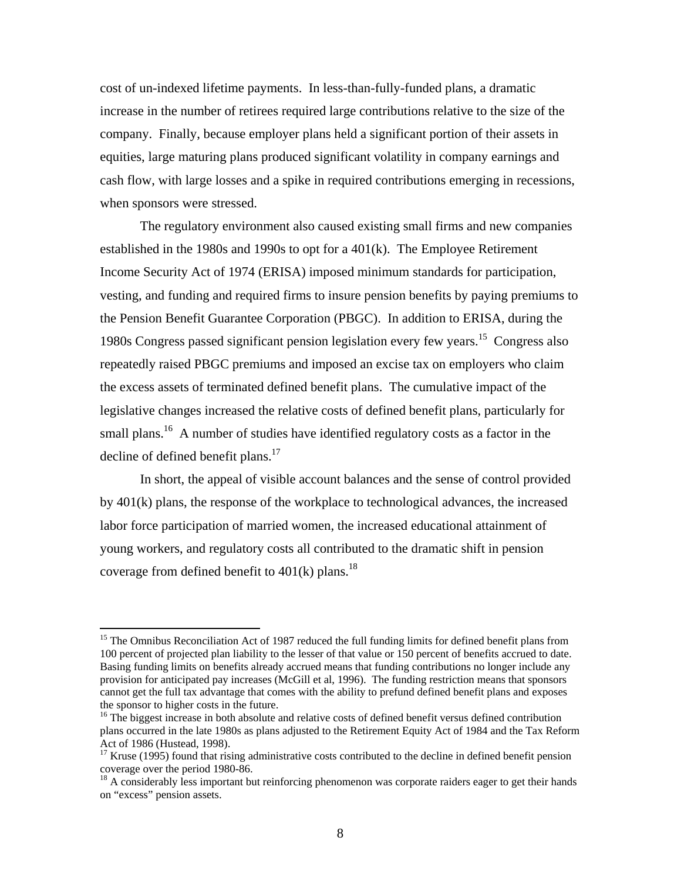cost of un-indexed lifetime payments. In less-than-fully-funded plans, a dramatic increase in the number of retirees required large contributions relative to the size of the company. Finally, because employer plans held a significant portion of their assets in equities, large maturing plans produced significant volatility in company earnings and cash flow, with large losses and a spike in required contributions emerging in recessions, when sponsors were stressed.

The regulatory environment also caused existing small firms and new companies established in the 1980s and 1990s to opt for a 401(k). The Employee Retirement Income Security Act of 1974 (ERISA) imposed minimum standards for participation, vesting, and funding and required firms to insure pension benefits by paying premiums to the Pension Benefit Guarantee Corporation (PBGC). In addition to ERISA, during the 1980s Congress passed significant pension legislation every few years.[15] Congress also repeatedly raised PBGC premiums and imposed an excise tax on employers who claim the excess assets of terminated defined benefit plans. The cumulative impact of the legislative changes increased the relative costs of defined benefit plans, particularly for small plans.[16] A number of studies have identified regulatory costs as a factor in the decline of defined benefit plans.[17]

In short, the appeal of visible account balances and the sense of control provided by 401(k) plans, the response of the workplace to technological advances, the increased labor force participation of married women, the increased educational attainment of young workers, and regulatory costs all contributed to the dramatic shift in pension coverage from defined benefit to 401(k) plans.[18]

---

[15] The Omnibus Reconciliation Act of 1987 reduced the full funding limits for defined benefit plans from 100 percent of projected plan liability to the lesser of that value or 150 percent of benefits accrued to date. Basing funding limits on benefits already accrued means that funding contributions no longer include any provision for anticipated pay increases (McGill et al, 1996). The funding restriction means that sponsors cannot get the full tax advantage that comes with the ability to prefund defined benefit plans and exposes the sponsor to higher costs in the future.

[16] The biggest increase in both absolute and relative costs of defined benefit versus defined contribution plans occurred in the late 1980s as plans adjusted to the Retirement Equity Act of 1984 and the Tax Reform Act of 1986 (Hustead, 1998).

[17] Kruse (1995) found that rising administrative costs contributed to the decline in defined benefit pension coverage over the period 1980-86.

[18] A considerably less important but reinforcing phenomenon was corporate raiders eager to get their hands on "excess" pension assets.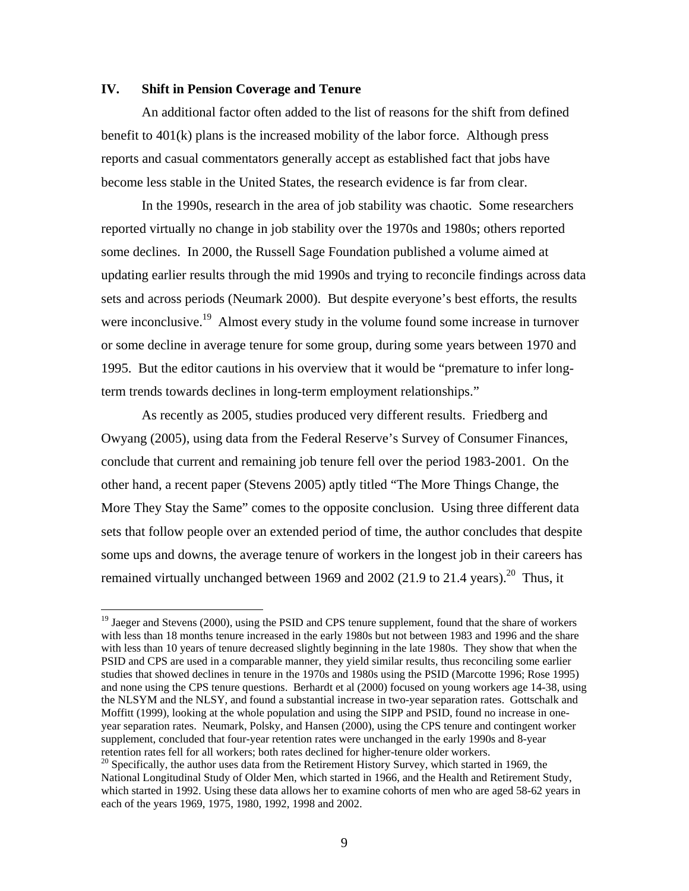## IV. Shift in Pension Coverage and Tenure

An additional factor often added to the list of reasons for the shift from defined benefit to 401(k) plans is the increased mobility of the labor force. Although press reports and casual commentators generally accept as established fact that jobs have become less stable in the United States, the research evidence is far from clear.

In the 1990s, research in the area of job stability was chaotic. Some researchers reported virtually no change in job stability over the 1970s and 1980s; others reported some declines. In 2000, the Russell Sage Foundation published a volume aimed at updating earlier results through the mid 1990s and trying to reconcile findings across data sets and across periods (Neumark 2000). But despite everyone's best efforts, the results were inconclusive.[19] Almost every study in the volume found some increase in turnover or some decline in average tenure for some group, during some years between 1970 and 1995. But the editor cautions in his overview that it would be "premature to infer long-term trends towards declines in long-term employment relationships."

As recently as 2005, studies produced very different results. Friedberg and Owyang (2005), using data from the Federal Reserve's Survey of Consumer Finances, conclude that current and remaining job tenure fell over the period 1983-2001. On the other hand, a recent paper (Stevens 2005) aptly titled "The More Things Change, the More They Stay the Same" comes to the opposite conclusion. Using three different data sets that follow people over an extended period of time, the author concludes that despite some ups and downs, the average tenure of workers in the longest job in their careers has remained virtually unchanged between 1969 and 2002 (21.9 to 21.4 years).[20] Thus, it

---

[19] Jaeger and Stevens (2000), using the PSID and CPS tenure supplement, found that the share of workers with less than 18 months tenure increased in the early 1980s but not between 1983 and 1996 and the share with less than 10 years of tenure decreased slightly beginning in the late 1980s. They show that when the PSID and CPS are used in a comparable manner, they yield similar results, thus reconciling some earlier studies that showed declines in tenure in the 1970s and 1980s using the PSID (Marcotte 1996; Rose 1995) and none using the CPS tenure questions. Berhardt et al (2000) focused on young workers age 14-38, using the NLSYM and the NLSY, and found a substantial increase in two-year separation rates. Gottschalk and Moffitt (1999), looking at the whole population and using the SIPP and PSID, found no increase in one-year separation rates. Neumark, Polsky, and Hansen (2000), using the CPS tenure and contingent worker supplement, concluded that four-year retention rates were unchanged in the early 1990s and 8-year retention rates fell for all workers; both rates declined for higher-tenure older workers.

[20] Specifically, the author uses data from the Retirement History Survey, which started in 1969, the National Longitudinal Study of Older Men, which started in 1966, and the Health and Retirement Study, which started in 1992. Using these data allows her to examine cohorts of men who are aged 58-62 years in each of the years 1969, 1975, 1980, 1992, 1998 and 2002.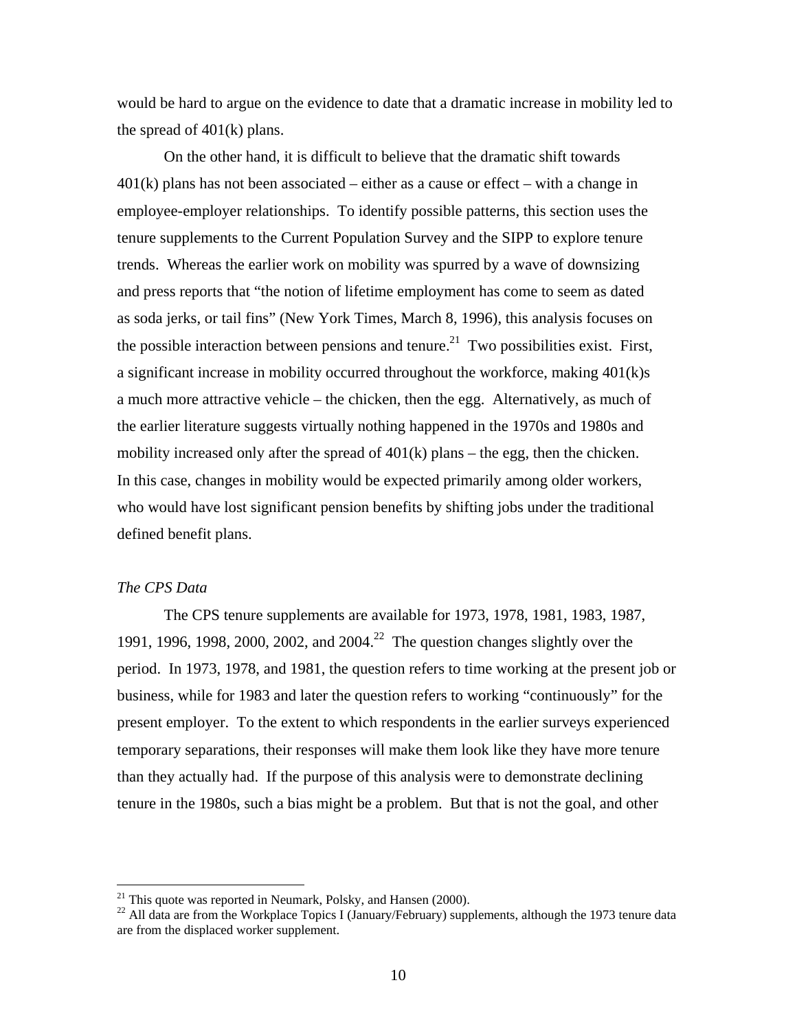would be hard to argue on the evidence to date that a dramatic increase in mobility led to the spread of 401(k) plans.

On the other hand, it is difficult to believe that the dramatic shift towards 401(k) plans has not been associated – either as a cause or effect – with a change in employee-employer relationships. To identify possible patterns, this section uses the tenure supplements to the Current Population Survey and the SIPP to explore tenure trends. Whereas the earlier work on mobility was spurred by a wave of downsizing and press reports that "the notion of lifetime employment has come to seem as dated as soda jerks, or tail fins" (New York Times, March 8, 1996), this analysis focuses on the possible interaction between pensions and tenure.[21] Two possibilities exist. First, a significant increase in mobility occurred throughout the workforce, making 401(k)s a much more attractive vehicle – the chicken, then the egg. Alternatively, as much of the earlier literature suggests virtually nothing happened in the 1970s and 1980s and mobility increased only after the spread of 401(k) plans – the egg, then the chicken. In this case, changes in mobility would be expected primarily among older workers, who would have lost significant pension benefits by shifting jobs under the traditional defined benefit plans.

*The CPS Data*

The CPS tenure supplements are available for 1973, 1978, 1981, 1983, 1987, 1991, 1996, 1998, 2000, 2002, and 2004.[22] The question changes slightly over the period. In 1973, 1978, and 1981, the question refers to time working at the present job or business, while for 1983 and later the question refers to working "continuously" for the present employer. To the extent to which respondents in the earlier surveys experienced temporary separations, their responses will make them look like they have more tenure than they actually had. If the purpose of this analysis were to demonstrate declining tenure in the 1980s, such a bias might be a problem. But that is not the goal, and other

---

[21] This quote was reported in Neumark, Polsky, and Hansen (2000).

[22] All data are from the Workplace Topics I (January/February) supplements, although the 1973 tenure data are from the displaced worker supplement.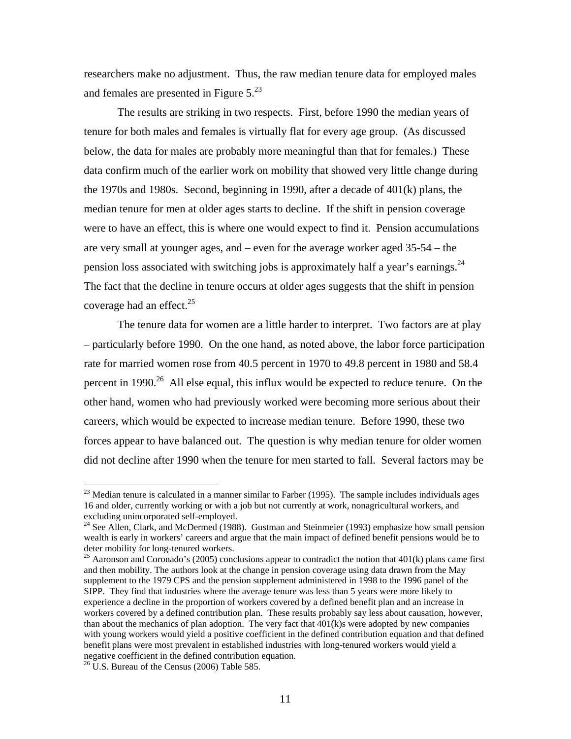researchers make no adjustment. Thus, the raw median tenure data for employed males and females are presented in Figure 5.[23]

The results are striking in two respects. First, before 1990 the median years of tenure for both males and females is virtually flat for every age group. (As discussed below, the data for males are probably more meaningful than that for females.) These data confirm much of the earlier work on mobility that showed very little change during the 1970s and 1980s. Second, beginning in 1990, after a decade of 401(k) plans, the median tenure for men at older ages starts to decline. If the shift in pension coverage were to have an effect, this is where one would expect to find it. Pension accumulations are very small at younger ages, and – even for the average worker aged 35-54 – the pension loss associated with switching jobs is approximately half a year's earnings.[24] The fact that the decline in tenure occurs at older ages suggests that the shift in pension coverage had an effect.[25]

The tenure data for women are a little harder to interpret. Two factors are at play – particularly before 1990. On the one hand, as noted above, the labor force participation rate for married women rose from 40.5 percent in 1970 to 49.8 percent in 1980 and 58.4 percent in 1990.[26] All else equal, this influx would be expected to reduce tenure. On the other hand, women who had previously worked were becoming more serious about their careers, which would be expected to increase median tenure. Before 1990, these two forces appear to have balanced out. The question is why median tenure for older women did not decline after 1990 when the tenure for men started to fall. Several factors may be

---

[23] Median tenure is calculated in a manner similar to Farber (1995). The sample includes individuals ages 16 and older, currently working or with a job but not currently at work, nonagricultural workers, and excluding unincorporated self-employed.

[24] See Allen, Clark, and McDermed (1988). Gustman and Steinmeier (1993) emphasize how small pension wealth is early in workers' careers and argue that the main impact of defined benefit pensions would be to deter mobility for long-tenured workers.

[25] Aaronson and Coronado's (2005) conclusions appear to contradict the notion that 401(k) plans came first and then mobility. The authors look at the change in pension coverage using data drawn from the May supplement to the 1979 CPS and the pension supplement administered in 1998 to the 1996 panel of the SIPP. They find that industries where the average tenure was less than 5 years were more likely to experience a decline in the proportion of workers covered by a defined benefit plan and an increase in workers covered by a defined contribution plan. These results probably say less about causation, however, than about the mechanics of plan adoption. The very fact that 401(k)s were adopted by new companies with young workers would yield a positive coefficient in the defined contribution equation and that defined benefit plans were most prevalent in established industries with long-tenured workers would yield a negative coefficient in the defined contribution equation.

[26] U.S. Bureau of the Census (2006) Table 585.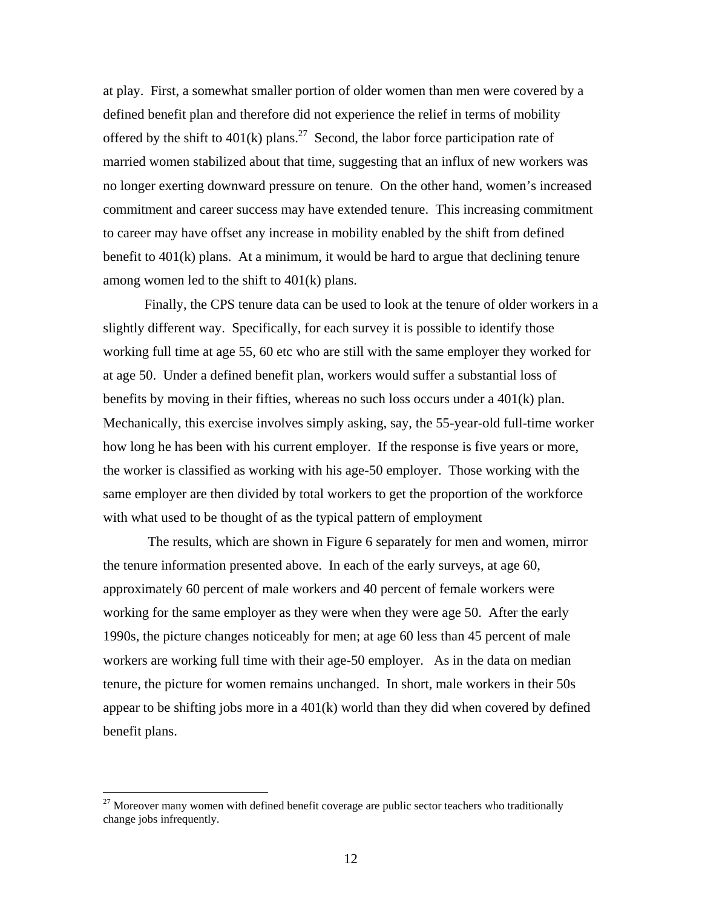at play. First, a somewhat smaller portion of older women than men were covered by a defined benefit plan and therefore did not experience the relief in terms of mobility offered by the shift to 401(k) plans.[27] Second, the labor force participation rate of married women stabilized about that time, suggesting that an influx of new workers was no longer exerting downward pressure on tenure. On the other hand, women's increased commitment and career success may have extended tenure. This increasing commitment to career may have offset any increase in mobility enabled by the shift from defined benefit to 401(k) plans. At a minimum, it would be hard to argue that declining tenure among women led to the shift to 401(k) plans.

Finally, the CPS tenure data can be used to look at the tenure of older workers in a slightly different way. Specifically, for each survey it is possible to identify those working full time at age 55, 60 etc who are still with the same employer they worked for at age 50. Under a defined benefit plan, workers would suffer a substantial loss of benefits by moving in their fifties, whereas no such loss occurs under a 401(k) plan. Mechanically, this exercise involves simply asking, say, the 55-year-old full-time worker how long he has been with his current employer. If the response is five years or more, the worker is classified as working with his age-50 employer. Those working with the same employer are then divided by total workers to get the proportion of the workforce with what used to be thought of as the typical pattern of employment

The results, which are shown in Figure 6 separately for men and women, mirror the tenure information presented above. In each of the early surveys, at age 60, approximately 60 percent of male workers and 40 percent of female workers were working for the same employer as they were when they were age 50. After the early 1990s, the picture changes noticeably for men; at age 60 less than 45 percent of male workers are working full time with their age-50 employer. As in the data on median tenure, the picture for women remains unchanged. In short, male workers in their 50s appear to be shifting jobs more in a 401(k) world than they did when covered by defined benefit plans.

[27] Moreover many women with defined benefit coverage are public sector teachers who traditionally change jobs infrequently.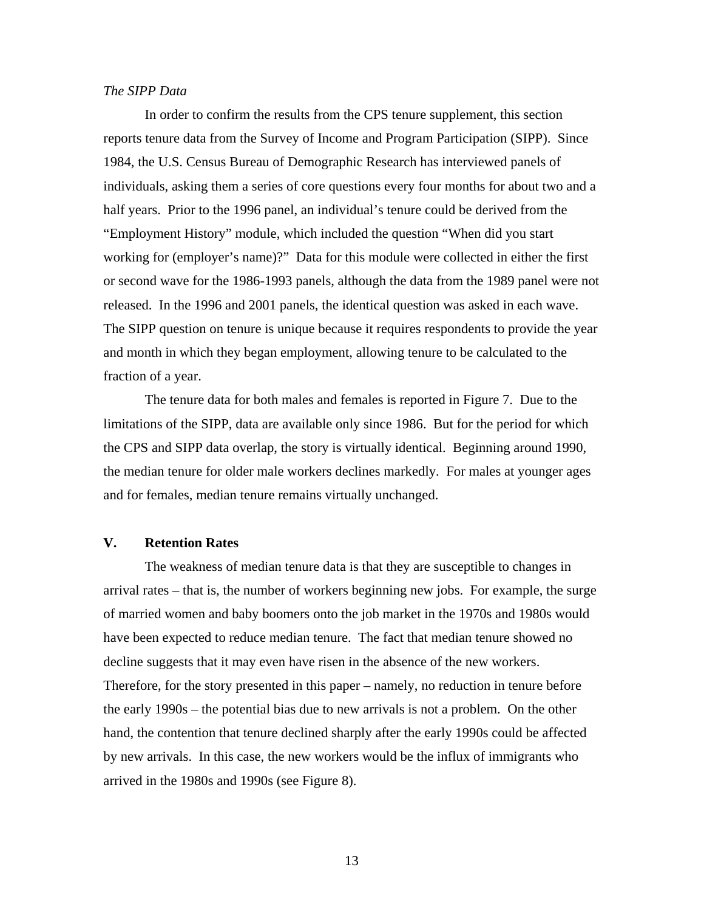*The SIPP Data*

In order to confirm the results from the CPS tenure supplement, this section reports tenure data from the Survey of Income and Program Participation (SIPP). Since 1984, the U.S. Census Bureau of Demographic Research has interviewed panels of individuals, asking them a series of core questions every four months for about two and a half years. Prior to the 1996 panel, an individual's tenure could be derived from the "Employment History" module, which included the question "When did you start working for (employer's name)?" Data for this module were collected in either the first or second wave for the 1986-1993 panels, although the data from the 1989 panel were not released. In the 1996 and 2001 panels, the identical question was asked in each wave. The SIPP question on tenure is unique because it requires respondents to provide the year and month in which they began employment, allowing tenure to be calculated to the fraction of a year.

The tenure data for both males and females is reported in Figure 7. Due to the limitations of the SIPP, data are available only since 1986. But for the period for which the CPS and SIPP data overlap, the story is virtually identical. Beginning around 1990, the median tenure for older male workers declines markedly. For males at younger ages and for females, median tenure remains virtually unchanged.

## V. Retention Rates

The weakness of median tenure data is that they are susceptible to changes in arrival rates – that is, the number of workers beginning new jobs. For example, the surge of married women and baby boomers onto the job market in the 1970s and 1980s would have been expected to reduce median tenure. The fact that median tenure showed no decline suggests that it may even have risen in the absence of the new workers. Therefore, for the story presented in this paper – namely, no reduction in tenure before the early 1990s – the potential bias due to new arrivals is not a problem. On the other hand, the contention that tenure declined sharply after the early 1990s could be affected by new arrivals. In this case, the new workers would be the influx of immigrants who arrived in the 1980s and 1990s (see Figure 8).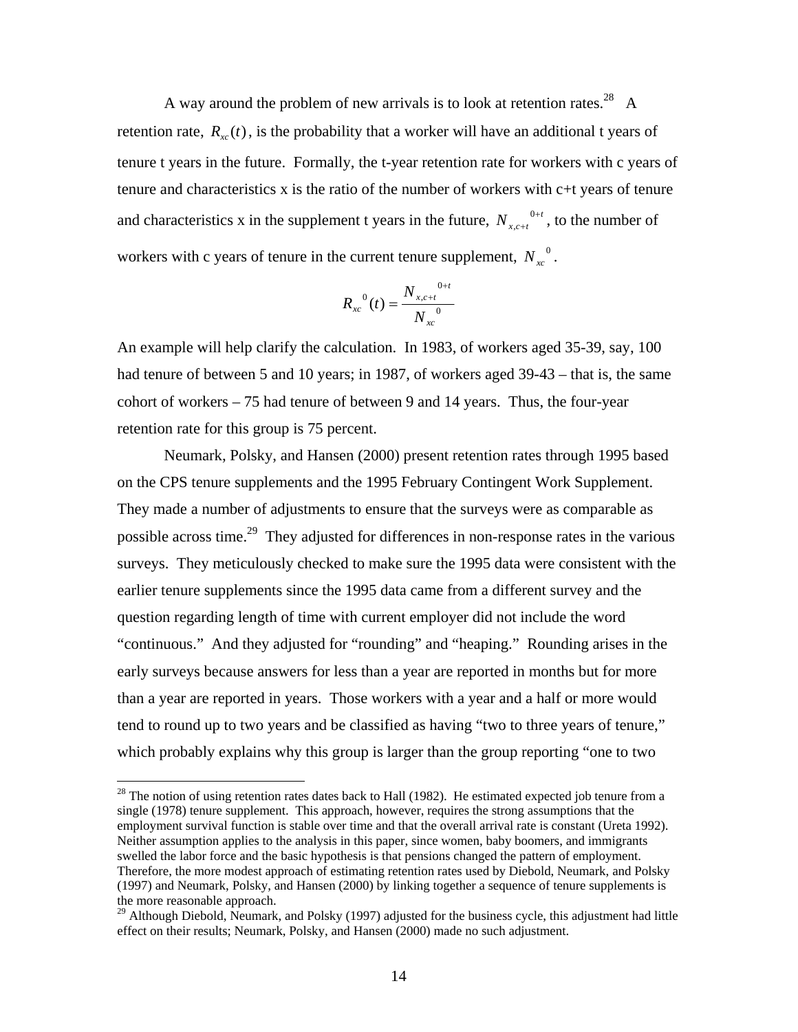A way around the problem of new arrivals is to look at retention rates.[28] A retention rate, $R_{xc}(t)$, is the probability that a worker will have an additional t years of tenure t years in the future. Formally, the t-year retention rate for workers with c years of tenure and characteristics x is the ratio of the number of workers with c+t years of tenure and characteristics x in the supplement t years in the future, $N_{x,c+t}{}^{0+t}$, to the number of workers with c years of tenure in the current tenure supplement, $N_{xc}{}^{0}$.

$$R_{xc}{}^{0}(t) = \frac{N_{x,c+t}{}^{0+t}}{N_{xc}{}^{0}}$$

An example will help clarify the calculation. In 1983, of workers aged 35-39, say, 100 had tenure of between 5 and 10 years; in 1987, of workers aged 39-43 – that is, the same cohort of workers – 75 had tenure of between 9 and 14 years. Thus, the four-year retention rate for this group is 75 percent.

Neumark, Polsky, and Hansen (2000) present retention rates through 1995 based on the CPS tenure supplements and the 1995 February Contingent Work Supplement. They made a number of adjustments to ensure that the surveys were as comparable as possible across time.[29] They adjusted for differences in non-response rates in the various surveys. They meticulously checked to make sure the 1995 data were consistent with the earlier tenure supplements since the 1995 data came from a different survey and the question regarding length of time with current employer did not include the word "continuous." And they adjusted for "rounding" and "heaping." Rounding arises in the early surveys because answers for less than a year are reported in months but for more than a year are reported in years. Those workers with a year and a half or more would tend to round up to two years and be classified as having "two to three years of tenure," which probably explains why this group is larger than the group reporting "one to two

[28] The notion of using retention rates dates back to Hall (1982). He estimated expected job tenure from a single (1978) tenure supplement. This approach, however, requires the strong assumptions that the employment survival function is stable over time and that the overall arrival rate is constant (Ureta 1992). Neither assumption applies to the analysis in this paper, since women, baby boomers, and immigrants swelled the labor force and the basic hypothesis is that pensions changed the pattern of employment. Therefore, the more modest approach of estimating retention rates used by Diebold, Neumark, and Polsky (1997) and Neumark, Polsky, and Hansen (2000) by linking together a sequence of tenure supplements is the more reasonable approach.

[29] Although Diebold, Neumark, and Polsky (1997) adjusted for the business cycle, this adjustment had little effect on their results; Neumark, Polsky, and Hansen (2000) made no such adjustment.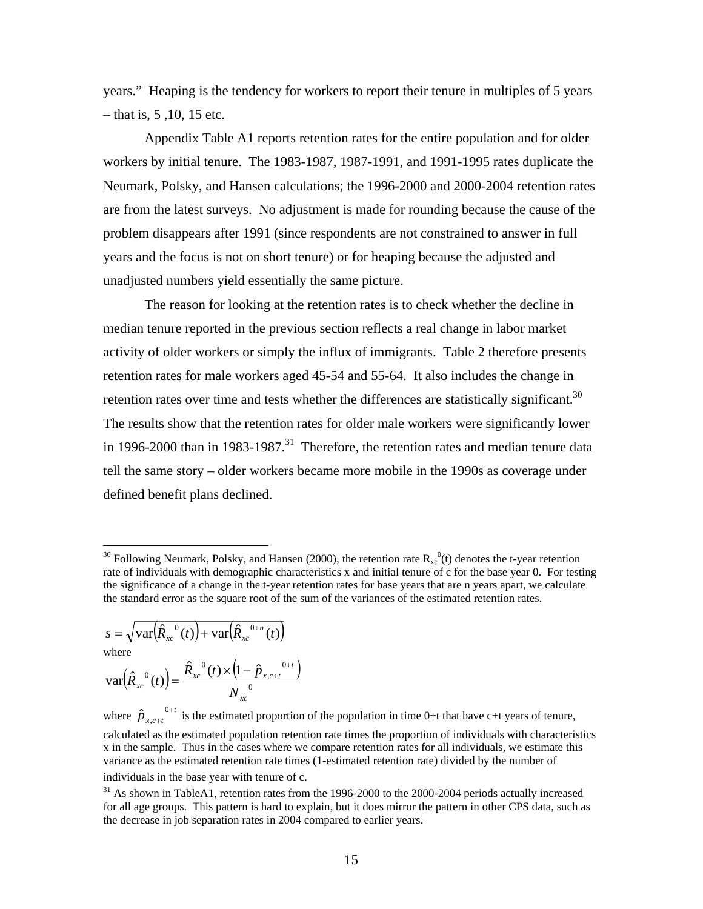years." Heaping is the tendency for workers to report their tenure in multiples of 5 years – that is, 5 ,10, 15 etc.

Appendix Table A1 reports retention rates for the entire population and for older workers by initial tenure. The 1983-1987, 1987-1991, and 1991-1995 rates duplicate the Neumark, Polsky, and Hansen calculations; the 1996-2000 and 2000-2004 retention rates are from the latest surveys. No adjustment is made for rounding because the cause of the problem disappears after 1991 (since respondents are not constrained to answer in full years and the focus is not on short tenure) or for heaping because the adjusted and unadjusted numbers yield essentially the same picture.

The reason for looking at the retention rates is to check whether the decline in median tenure reported in the previous section reflects a real change in labor market activity of older workers or simply the influx of immigrants. Table 2 therefore presents retention rates for male workers aged 45-54 and 55-64. It also includes the change in retention rates over time and tests whether the differences are statistically significant.[30] The results show that the retention rates for older male workers were significantly lower in 1996-2000 than in 1983-1987.[31] Therefore, the retention rates and median tenure data tell the same story – older workers became more mobile in the 1990s as coverage under defined benefit plans declined.

---

[30] Following Neumark, Polsky, and Hansen (2000), the retention rate $R_{xc}^{0}(t)$ denotes the t-year retention rate of individuals with demographic characteristics x and initial tenure of c for the base year 0. For testing the significance of a change in the t-year retention rates for base years that are n years apart, we calculate the standard error as the square root of the sum of the variances of the estimated retention rates.

$$s = \sqrt{\text{var}\left(\hat{R}_{xc}^{\;0}(t)\right) + \text{var}\left(\hat{R}_{xc}^{\;0+n}(t)\right)}$$

where

$$\text{var}\left(\hat{R}_{xc}^{\;0}(t)\right) = \frac{\hat{R}_{xc}^{\;0}(t) \times \left(1 - \hat{p}_{x,c+t}^{\;0+t}\right)}{N_{xc}^{\;0}}$$

where $\hat{p}_{x,c+t}^{\;0+t}$ is the estimated proportion of the population in time 0+t that have c+t years of tenure, calculated as the estimated population retention rate times the proportion of individuals with characteristics x in the sample. Thus in the cases where we compare retention rates for all individuals, we estimate this variance as the estimated retention rate times (1-estimated retention rate) divided by the number of individuals in the base year with tenure of c.

[31] As shown in TableA1, retention rates from the 1996-2000 to the 2000-2004 periods actually increased for all age groups. This pattern is hard to explain, but it does mirror the pattern in other CPS data, such as the decrease in job separation rates in 2004 compared to earlier years.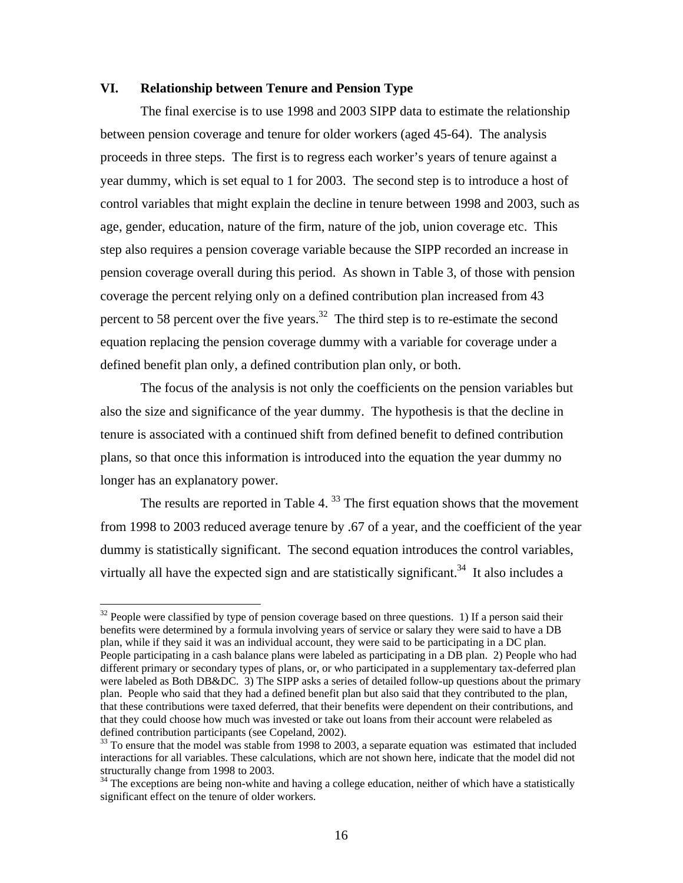## VI. Relationship between Tenure and Pension Type

The final exercise is to use 1998 and 2003 SIPP data to estimate the relationship between pension coverage and tenure for older workers (aged 45-64). The analysis proceeds in three steps. The first is to regress each worker's years of tenure against a year dummy, which is set equal to 1 for 2003. The second step is to introduce a host of control variables that might explain the decline in tenure between 1998 and 2003, such as age, gender, education, nature of the firm, nature of the job, union coverage etc. This step also requires a pension coverage variable because the SIPP recorded an increase in pension coverage overall during this period. As shown in Table 3, of those with pension coverage the percent relying only on a defined contribution plan increased from 43 percent to 58 percent over the five years.[32] The third step is to re-estimate the second equation replacing the pension coverage dummy with a variable for coverage under a defined benefit plan only, a defined contribution plan only, or both.

The focus of the analysis is not only the coefficients on the pension variables but also the size and significance of the year dummy. The hypothesis is that the decline in tenure is associated with a continued shift from defined benefit to defined contribution plans, so that once this information is introduced into the equation the year dummy no longer has an explanatory power.

The results are reported in Table 4. [33] The first equation shows that the movement from 1998 to 2003 reduced average tenure by .67 of a year, and the coefficient of the year dummy is statistically significant. The second equation introduces the control variables, virtually all have the expected sign and are statistically significant.[34] It also includes a

---

[32] People were classified by type of pension coverage based on three questions. 1) If a person said their benefits were determined by a formula involving years of service or salary they were said to have a DB plan, while if they said it was an individual account, they were said to be participating in a DC plan. People participating in a cash balance plans were labeled as participating in a DB plan. 2) People who had different primary or secondary types of plans, or, or who participated in a supplementary tax-deferred plan were labeled as Both DB&DC. 3) The SIPP asks a series of detailed follow-up questions about the primary plan. People who said that they had a defined benefit plan but also said that they contributed to the plan, that these contributions were taxed deferred, that their benefits were dependent on their contributions, and that they could choose how much was invested or take out loans from their account were relabeled as defined contribution participants (see Copeland, 2002).

[33] To ensure that the model was stable from 1998 to 2003, a separate equation was estimated that included interactions for all variables. These calculations, which are not shown here, indicate that the model did not structurally change from 1998 to 2003.

[34] The exceptions are being non-white and having a college education, neither of which have a statistically significant effect on the tenure of older workers.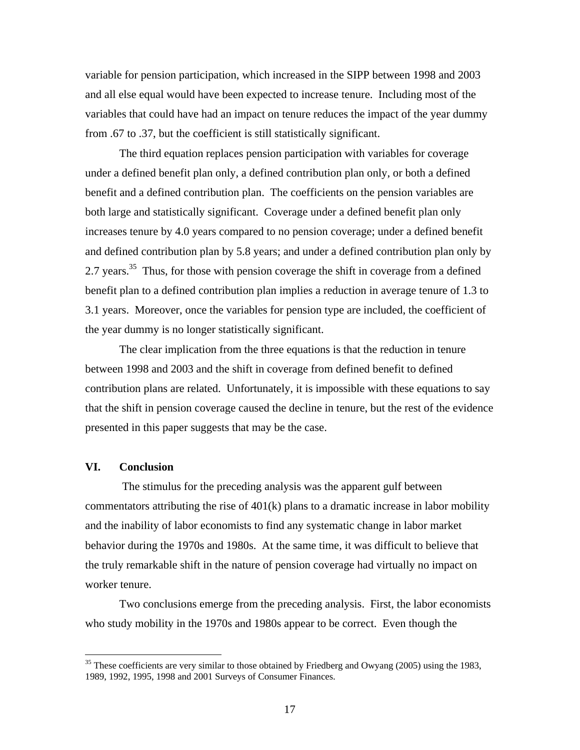variable for pension participation, which increased in the SIPP between 1998 and 2003 and all else equal would have been expected to increase tenure. Including most of the variables that could have had an impact on tenure reduces the impact of the year dummy from .67 to .37, but the coefficient is still statistically significant.

The third equation replaces pension participation with variables for coverage under a defined benefit plan only, a defined contribution plan only, or both a defined benefit and a defined contribution plan. The coefficients on the pension variables are both large and statistically significant. Coverage under a defined benefit plan only increases tenure by 4.0 years compared to no pension coverage; under a defined benefit and defined contribution plan by 5.8 years; and under a defined contribution plan only by 2.7 years.[35] Thus, for those with pension coverage the shift in coverage from a defined benefit plan to a defined contribution plan implies a reduction in average tenure of 1.3 to 3.1 years. Moreover, once the variables for pension type are included, the coefficient of the year dummy is no longer statistically significant.

The clear implication from the three equations is that the reduction in tenure between 1998 and 2003 and the shift in coverage from defined benefit to defined contribution plans are related. Unfortunately, it is impossible with these equations to say that the shift in pension coverage caused the decline in tenure, but the rest of the evidence presented in this paper suggests that may be the case.

## VI. Conclusion

The stimulus for the preceding analysis was the apparent gulf between commentators attributing the rise of 401(k) plans to a dramatic increase in labor mobility and the inability of labor economists to find any systematic change in labor market behavior during the 1970s and 1980s. At the same time, it was difficult to believe that the truly remarkable shift in the nature of pension coverage had virtually no impact on worker tenure.

Two conclusions emerge from the preceding analysis. First, the labor economists who study mobility in the 1970s and 1980s appear to be correct. Even though the

[35] These coefficients are very similar to those obtained by Friedberg and Owyang (2005) using the 1983, 1989, 1992, 1995, 1998 and 2001 Surveys of Consumer Finances.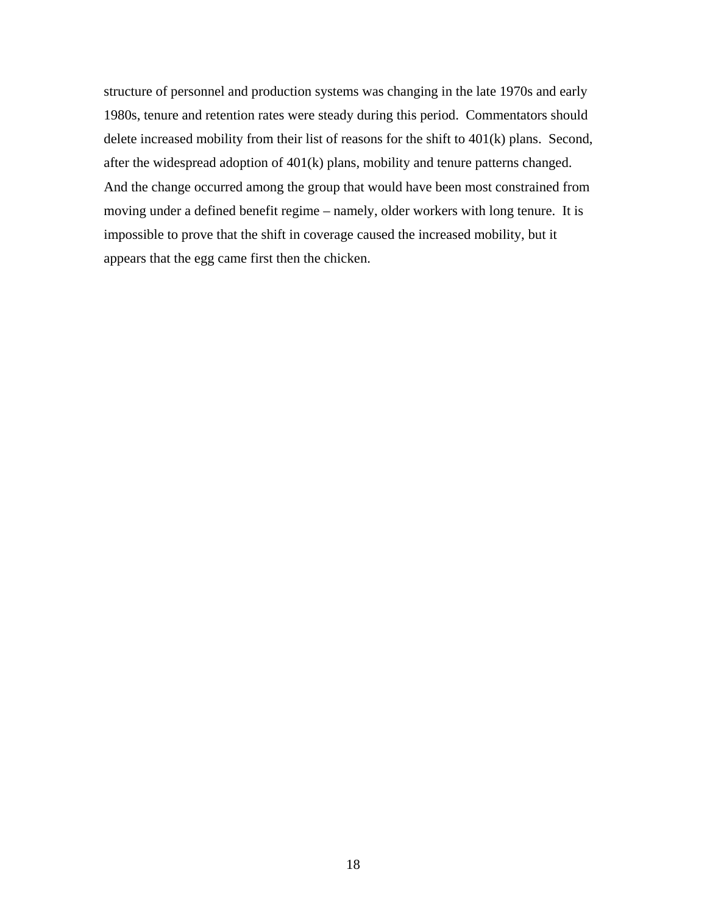structure of personnel and production systems was changing in the late 1970s and early 1980s, tenure and retention rates were steady during this period. Commentators should delete increased mobility from their list of reasons for the shift to 401(k) plans. Second, after the widespread adoption of 401(k) plans, mobility and tenure patterns changed. And the change occurred among the group that would have been most constrained from moving under a defined benefit regime – namely, older workers with long tenure. It is impossible to prove that the shift in coverage caused the increased mobility, but it appears that the egg came first then the chicken.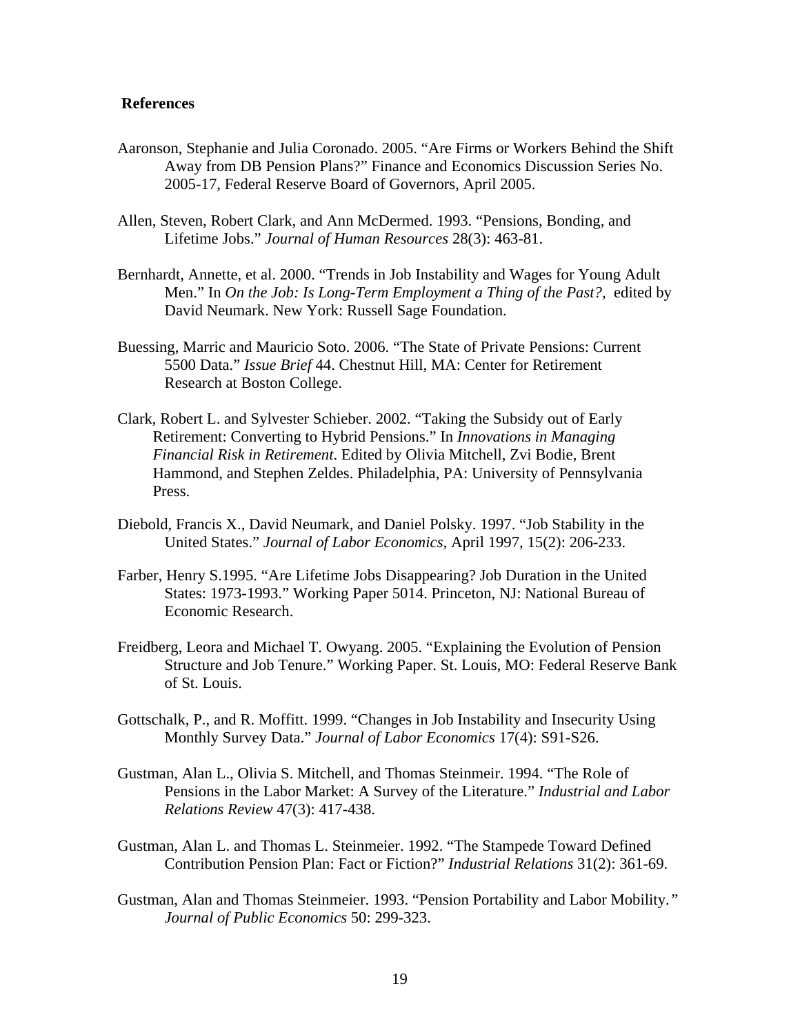## References

Aaronson, Stephanie and Julia Coronado. 2005. "Are Firms or Workers Behind the Shift Away from DB Pension Plans?" Finance and Economics Discussion Series No. 2005-17, Federal Reserve Board of Governors, April 2005.

Allen, Steven, Robert Clark, and Ann McDermed. 1993. "Pensions, Bonding, and Lifetime Jobs." *Journal of Human Resources* 28(3): 463-81.

Bernhardt, Annette, et al. 2000. "Trends in Job Instability and Wages for Young Adult Men." In *On the Job: Is Long-Term Employment a Thing of the Past?,* edited by David Neumark. New York: Russell Sage Foundation.

Buessing, Marric and Mauricio Soto. 2006. "The State of Private Pensions: Current 5500 Data." *Issue Brief* 44. Chestnut Hill, MA: Center for Retirement Research at Boston College.

Clark, Robert L. and Sylvester Schieber. 2002. "Taking the Subsidy out of Early Retirement: Converting to Hybrid Pensions." In *Innovations in Managing Financial Risk in Retirement*. Edited by Olivia Mitchell, Zvi Bodie, Brent Hammond, and Stephen Zeldes. Philadelphia, PA: University of Pennsylvania Press.

Diebold, Francis X., David Neumark, and Daniel Polsky. 1997. "Job Stability in the United States." *Journal of Labor Economics*, April 1997, 15(2): 206-233.

Farber, Henry S.1995. "Are Lifetime Jobs Disappearing? Job Duration in the United States: 1973-1993." Working Paper 5014. Princeton, NJ: National Bureau of Economic Research.

Freidberg, Leora and Michael T. Owyang. 2005. "Explaining the Evolution of Pension Structure and Job Tenure." Working Paper. St. Louis, MO: Federal Reserve Bank of St. Louis.

Gottschalk, P., and R. Moffitt. 1999. "Changes in Job Instability and Insecurity Using Monthly Survey Data." *Journal of Labor Economics* 17(4): S91-S26.

Gustman, Alan L., Olivia S. Mitchell, and Thomas Steinmeir. 1994. "The Role of Pensions in the Labor Market: A Survey of the Literature." *Industrial and Labor Relations Review* 47(3): 417-438.

Gustman, Alan L. and Thomas L. Steinmeier. 1992. "The Stampede Toward Defined Contribution Pension Plan: Fact or Fiction?" *Industrial Relations* 31(2): 361-69.

Gustman, Alan and Thomas Steinmeier. 1993. "Pension Portability and Labor Mobility." *Journal of Public Economics* 50: 299-323.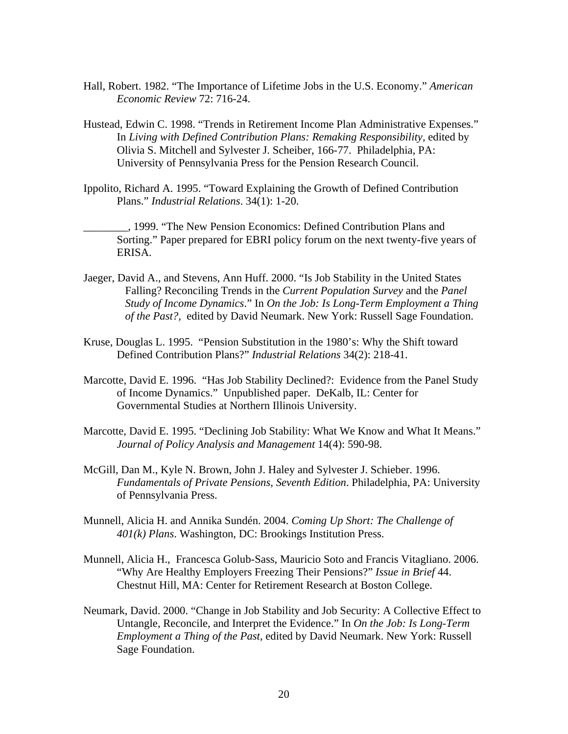Hall, Robert. 1982. "The Importance of Lifetime Jobs in the U.S. Economy." *American Economic Review* 72: 716-24.

Hustead, Edwin C. 1998. "Trends in Retirement Income Plan Administrative Expenses." In *Living with Defined Contribution Plans: Remaking Responsibility*, edited by Olivia S. Mitchell and Sylvester J. Scheiber, 166-77. Philadelphia, PA: University of Pennsylvania Press for the Pension Research Council.

Ippolito, Richard A. 1995. "Toward Explaining the Growth of Defined Contribution Plans." *Industrial Relations*. 34(1): 1-20.

________, 1999. "The New Pension Economics: Defined Contribution Plans and Sorting." Paper prepared for EBRI policy forum on the next twenty-five years of ERISA.

Jaeger, David A., and Stevens, Ann Huff. 2000. "Is Job Stability in the United States Falling? Reconciling Trends in the *Current Population Survey* and the *Panel Study of Income Dynamics*." In *On the Job: Is Long-Term Employment a Thing of the Past?,* edited by David Neumark. New York: Russell Sage Foundation.

Kruse, Douglas L. 1995. "Pension Substitution in the 1980's: Why the Shift toward Defined Contribution Plans?" *Industrial Relations* 34(2): 218-41.

Marcotte, David E. 1996. "Has Job Stability Declined?: Evidence from the Panel Study of Income Dynamics." Unpublished paper. DeKalb, IL: Center for Governmental Studies at Northern Illinois University.

Marcotte, David E. 1995. "Declining Job Stability: What We Know and What It Means." *Journal of Policy Analysis and Management* 14(4): 590-98.

McGill, Dan M., Kyle N. Brown, John J. Haley and Sylvester J. Schieber. 1996. *Fundamentals of Private Pensions, Seventh Edition*. Philadelphia, PA: University of Pennsylvania Press.

Munnell, Alicia H. and Annika Sundén. 2004. *Coming Up Short: The Challenge of 401(k) Plans*. Washington, DC: Brookings Institution Press.

Munnell, Alicia H., Francesca Golub-Sass, Mauricio Soto and Francis Vitagliano. 2006. "Why Are Healthy Employers Freezing Their Pensions?" *Issue in Brief* 44. Chestnut Hill, MA: Center for Retirement Research at Boston College.

Neumark, David. 2000. "Change in Job Stability and Job Security: A Collective Effect to Untangle, Reconcile, and Interpret the Evidence." In *On the Job: Is Long-Term Employment a Thing of the Past*, edited by David Neumark. New York: Russell Sage Foundation.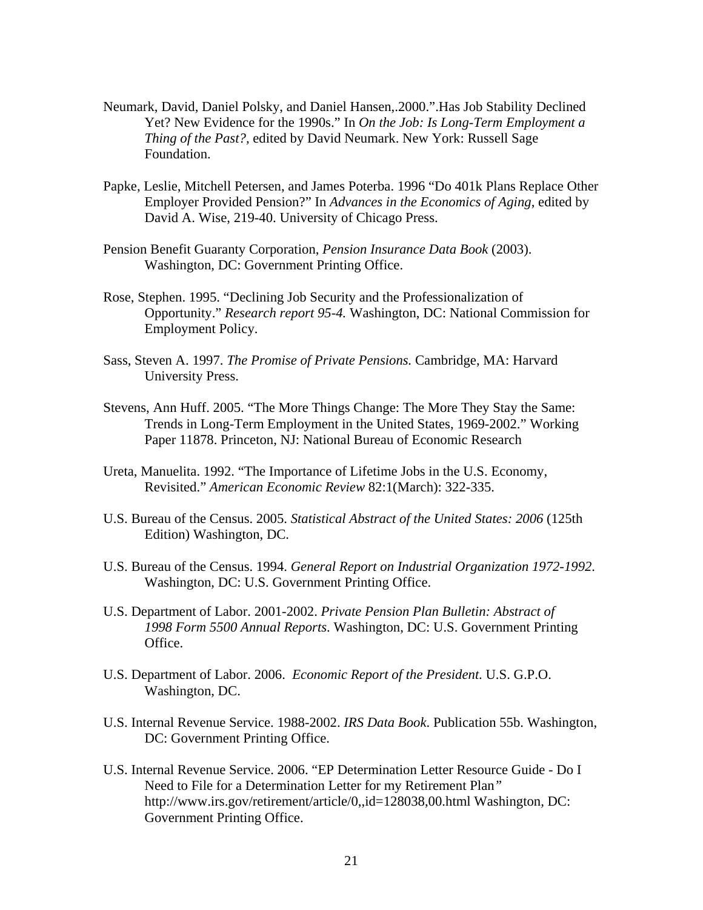Neumark, David, Daniel Polsky, and Daniel Hansen,.2000.".Has Job Stability Declined Yet? New Evidence for the 1990s." In *On the Job: Is Long-Term Employment a Thing of the Past?*, edited by David Neumark. New York: Russell Sage Foundation.

Papke, Leslie, Mitchell Petersen, and James Poterba. 1996 "Do 401k Plans Replace Other Employer Provided Pension?" In *Advances in the Economics of Aging*, edited by David A. Wise, 219-40. University of Chicago Press.

Pension Benefit Guaranty Corporation, *Pension Insurance Data Book* (2003). Washington, DC: Government Printing Office.

Rose, Stephen. 1995. "Declining Job Security and the Professionalization of Opportunity." *Research report 95-4.* Washington, DC: National Commission for Employment Policy.

Sass, Steven A. 1997. *The Promise of Private Pensions.* Cambridge, MA: Harvard University Press.

Stevens, Ann Huff. 2005. "The More Things Change: The More They Stay the Same: Trends in Long-Term Employment in the United States, 1969-2002." Working Paper 11878. Princeton, NJ: National Bureau of Economic Research

Ureta, Manuelita. 1992. "The Importance of Lifetime Jobs in the U.S. Economy, Revisited." *American Economic Review* 82:1(March): 322-335.

U.S. Bureau of the Census. 2005. *Statistical Abstract of the United States: 2006* (125th Edition) Washington, DC.

U.S. Bureau of the Census. 1994. *General Report on Industrial Organization 1972-1992*. Washington, DC: U.S. Government Printing Office.

U.S. Department of Labor. 2001-2002. *Private Pension Plan Bulletin: Abstract of 1998 Form 5500 Annual Reports*. Washington, DC: U.S. Government Printing Office.

U.S. Department of Labor. 2006. *Economic Report of the President*. U.S. G.P.O. Washington, DC.

U.S. Internal Revenue Service. 1988-2002. *IRS Data Book*. Publication 55b. Washington, DC: Government Printing Office.

U.S. Internal Revenue Service. 2006. "EP Determination Letter Resource Guide - Do I Need to File for a Determination Letter for my Retirement Plan" http://www.irs.gov/retirement/article/0,,id=128038,00.html Washington, DC: Government Printing Office.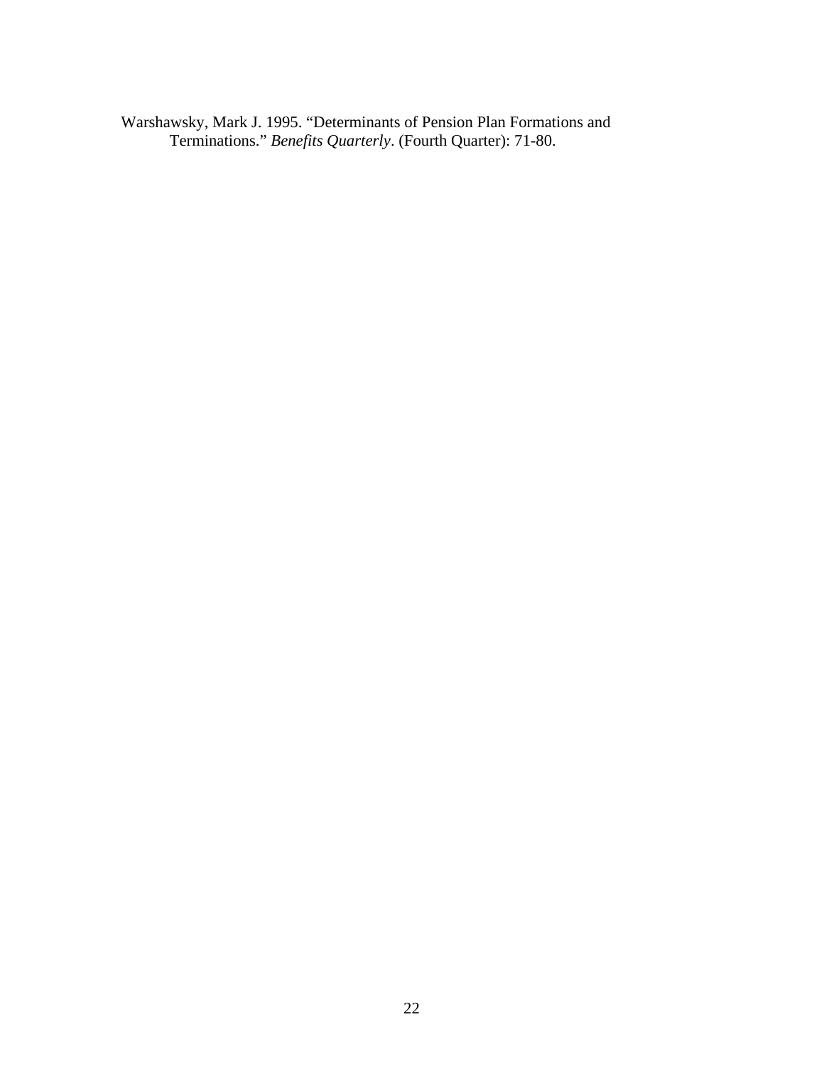Warshawsky, Mark J. 1995. "Determinants of Pension Plan Formations and Terminations." *Benefits Quarterly*. (Fourth Quarter): 71-80.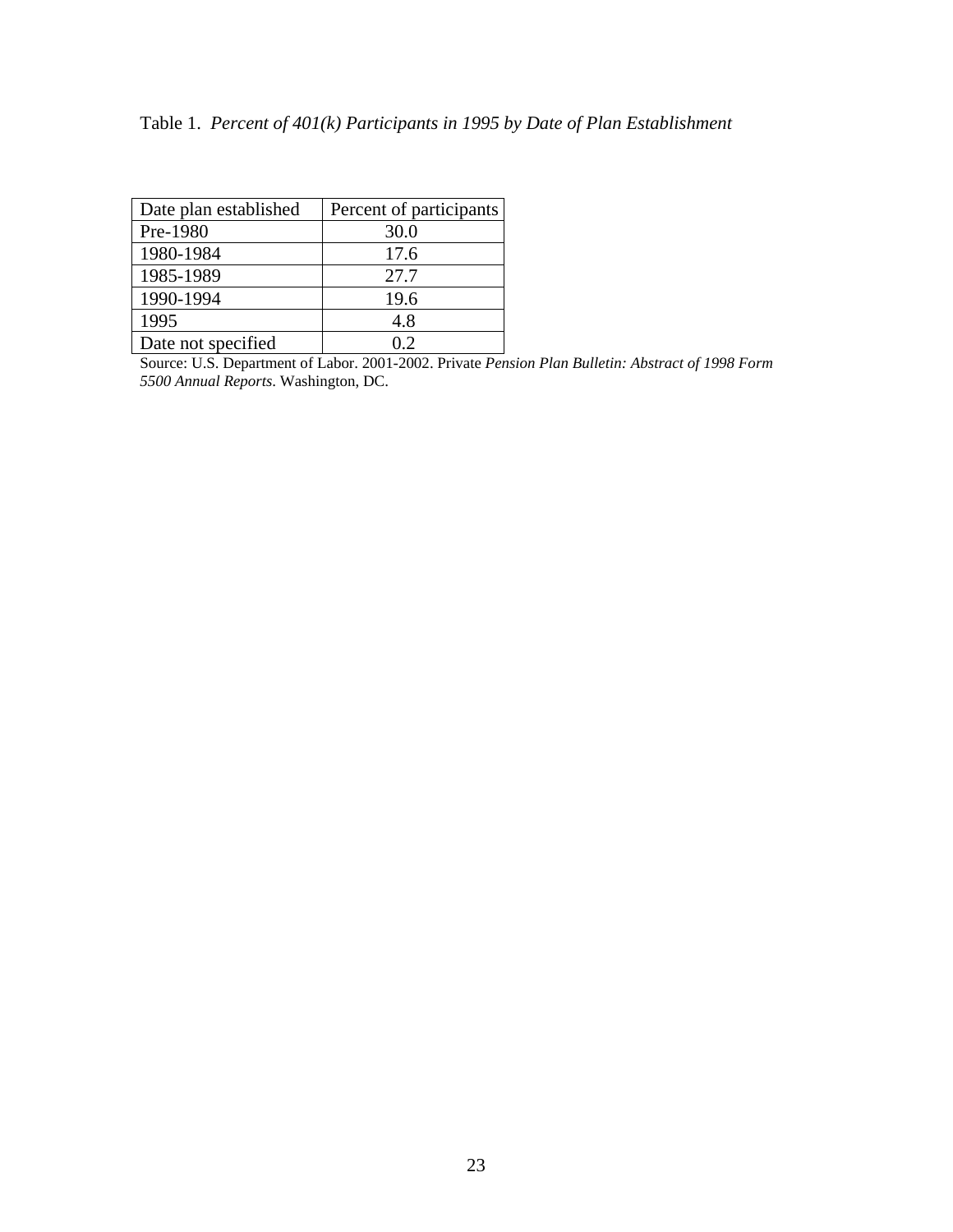Table 1. *Percent of 401(k) Participants in 1995 by Date of Plan Establishment*

| Date plan established | Percent of participants |
|---|---|
| Pre-1980 | 30.0 |
| 1980-1984 | 17.6 |
| 1985-1989 | 27.7 |
| 1990-1994 | 19.6 |
| 1995 | 4.8 |
| Date not specified | 0.2 |

Source: U.S. Department of Labor. 2001-2002. Private *Pension Plan Bulletin: Abstract of 1998 Form 5500 Annual Reports*. Washington, DC.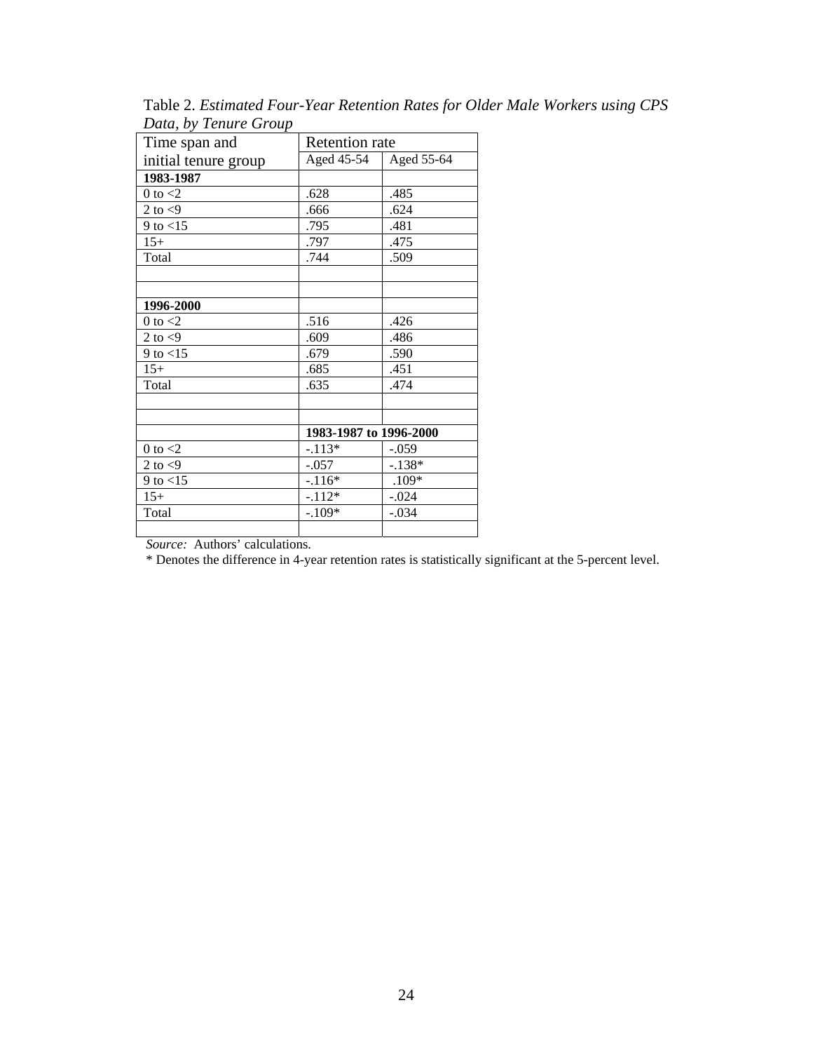Table 2. *Estimated Four-Year Retention Rates for Older Male Workers using CPS Data, by Tenure Group*

| Time span and initial tenure group | Retention rate | |
|---|---|---|
| | Aged 45-54 | Aged 55-64 |
| **1983-1987** | | |
| 0 to <2 | .628 | .485 |
| 2 to <9 | .666 | .624 |
| 9 to <15 | .795 | .481 |
| 15+ | .797 | .475 |
| Total | .744 | .509 |
| | | |
| | | |
| **1996-2000** | | |
| 0 to <2 | .516 | .426 |
| 2 to <9 | .609 | .486 |
| 9 to <15 | .679 | .590 |
| 15+ | .685 | .451 |
| Total | .635 | .474 |
| | | |
| | | |
| | **1983-1987 to 1996-2000** | |
| 0 to <2 | -.113* | -.059 |
| 2 to <9 | -.057 | -.138* |
| 9 to <15 | -.116* | .109* |
| 15+ | -.112* | -.024 |
| Total | -.109* | -.034 |
| | | |

*Source:* Authors' calculations.

\* Denotes the difference in 4-year retention rates is statistically significant at the 5-percent level.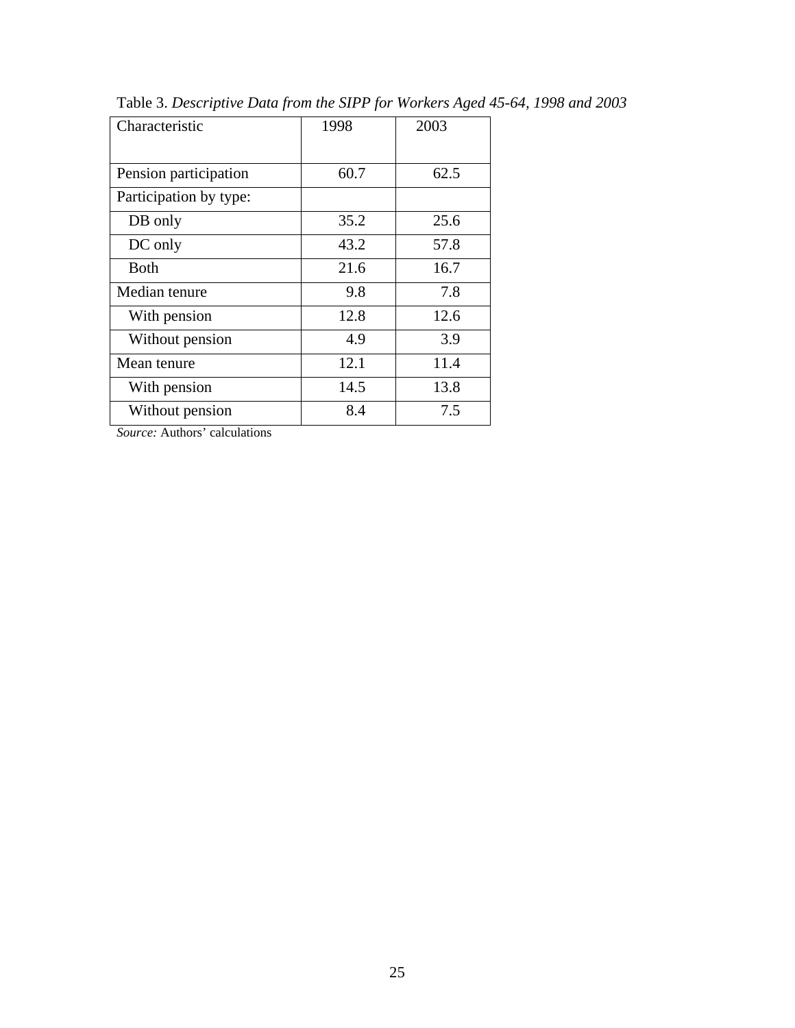Table 3. *Descriptive Data from the SIPP for Workers Aged 45-64, 1998 and 2003*

| Characteristic | 1998 | 2003 |
|---|---|---|
| Pension participation | 60.7 | 62.5 |
| Participation by type: | | |
| DB only | 35.2 | 25.6 |
| DC only | 43.2 | 57.8 |
| Both | 21.6 | 16.7 |
| Median tenure | 9.8 | 7.8 |
| With pension | 12.8 | 12.6 |
| Without pension | 4.9 | 3.9 |
| Mean tenure | 12.1 | 11.4 |
| With pension | 14.5 | 13.8 |
| Without pension | 8.4 | 7.5 |

*Source:* Authors' calculations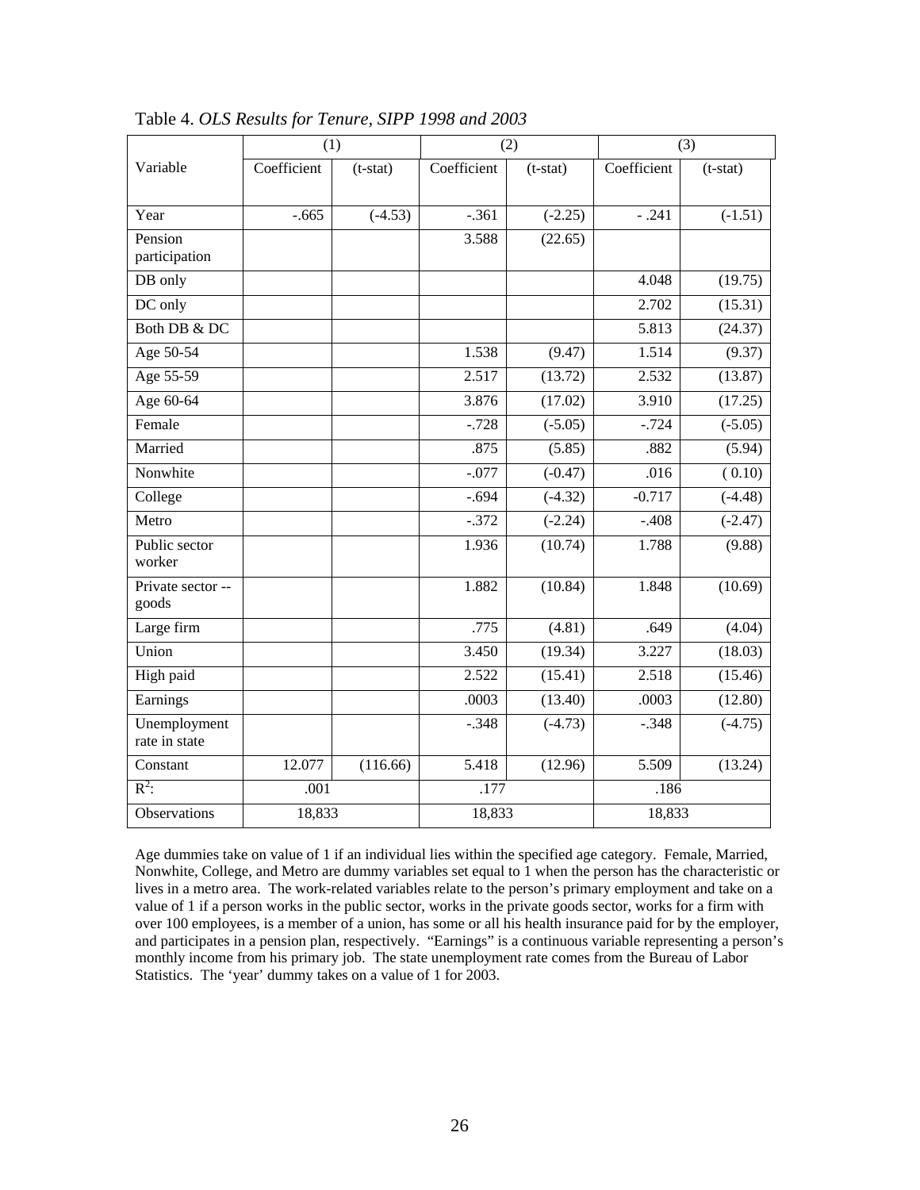Table 4. *OLS Results for Tenure, SIPP 1998 and 2003*

| | (1) | | (2) | | (3) | |
|---|---|---|---|---|---|---|
| Variable | Coefficient | (t-stat) | Coefficient | (t-stat) | Coefficient | (t-stat) |
| Year | -.665 | (-4.53) | -.361 | (-2.25) | - .241 | (-1.51) |
| Pension participation | | | 3.588 | (22.65) | | |
| DB only | | | | | 4.048 | (19.75) |
| DC only | | | | | 2.702 | (15.31) |
| Both DB & DC | | | | | 5.813 | (24.37) |
| Age 50-54 | | | 1.538 | (9.47) | 1.514 | (9.37) |
| Age 55-59 | | | 2.517 | (13.72) | 2.532 | (13.87) |
| Age 60-64 | | | 3.876 | (17.02) | 3.910 | (17.25) |
| Female | | | -.728 | (-5.05) | -.724 | (-5.05) |
| Married | | | .875 | (5.85) | .882 | (5.94) |
| Nonwhite | | | -.077 | (-0.47) | .016 | ( 0.10) |
| College | | | -.694 | (-4.32) | -0.717 | (-4.48) |
| Metro | | | -.372 | (-2.24) | -.408 | (-2.47) |
| Public sector worker | | | 1.936 | (10.74) | 1.788 | (9.88) |
| Private sector -- goods | | | 1.882 | (10.84) | 1.848 | (10.69) |
| Large firm | | | .775 | (4.81) | .649 | (4.04) |
| Union | | | 3.450 | (19.34) | 3.227 | (18.03) |
| High paid | | | 2.522 | (15.41) | 2.518 | (15.46) |
| Earnings | | | .0003 | (13.40) | .0003 | (12.80) |
| Unemployment rate in state | | | -.348 | (-4.73) | -.348 | (-4.75) |
| Constant | 12.077 | (116.66) | 5.418 | (12.96) | 5.509 | (13.24) |
| $R^2$: | .001 | | .177 | | .186 | |
| Observations | 18,833 | | 18,833 | | 18,833 | |

Age dummies take on value of 1 if an individual lies within the specified age category. Female, Married, Nonwhite, College, and Metro are dummy variables set equal to 1 when the person has the characteristic or lives in a metro area. The work-related variables relate to the person's primary employment and take on a value of 1 if a person works in the public sector, works in the private goods sector, works for a firm with over 100 employees, is a member of a union, has some or all his health insurance paid for by the employer, and participates in a pension plan, respectively. "Earnings" is a continuous variable representing a person's monthly income from his primary job. The state unemployment rate comes from the Bureau of Labor Statistics. The 'year' dummy takes on a value of 1 for 2003.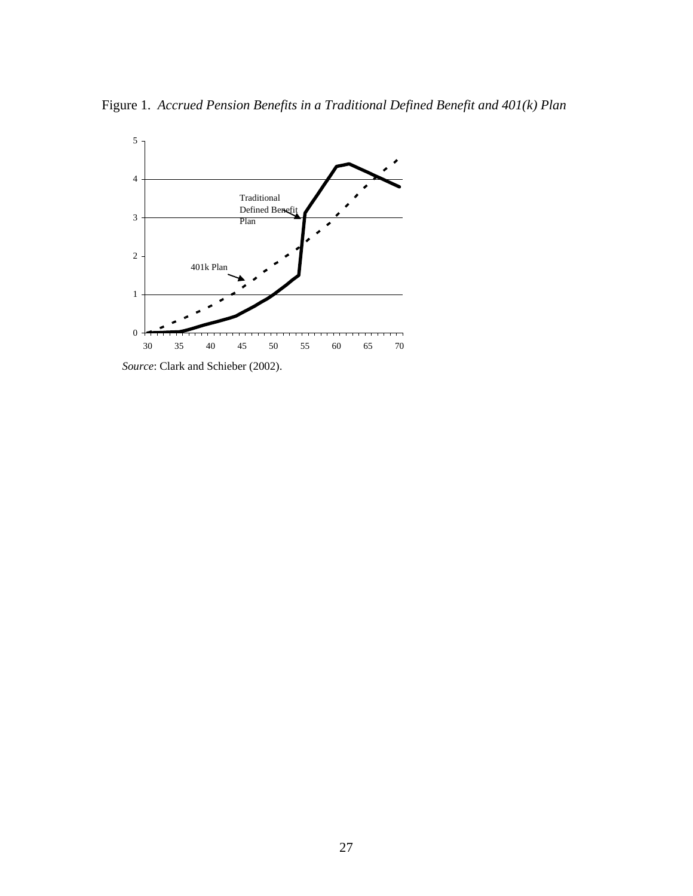Figure 1. *Accrued Pension Benefits in a Traditional Defined Benefit and 401(k) Plan*

*Source*: Clark and Schieber (2002).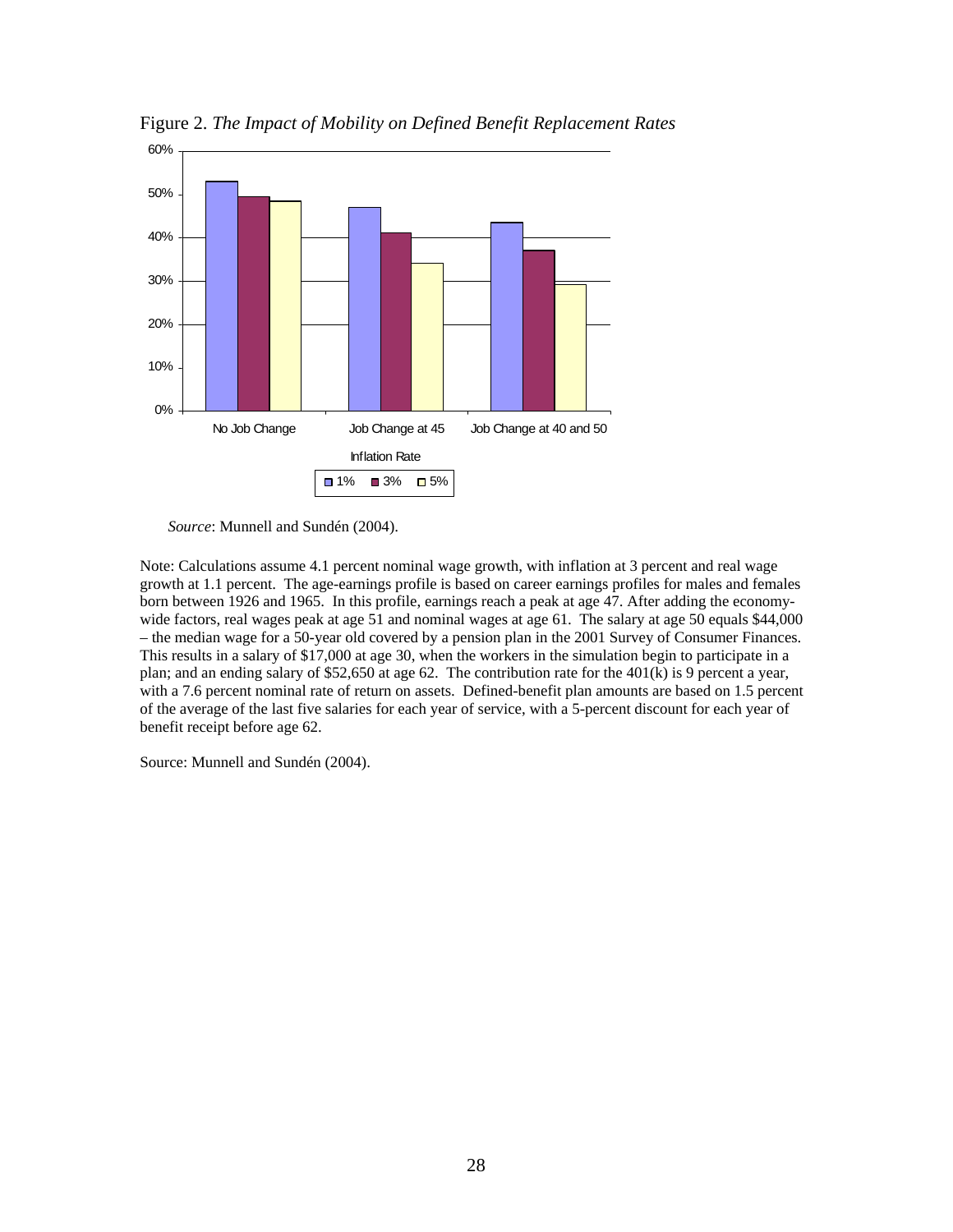Figure 2. *The Impact of Mobility on Defined Benefit Replacement Rates*

*Source*: Munnell and Sundén (2004).

Note: Calculations assume 4.1 percent nominal wage growth, with inflation at 3 percent and real wage growth at 1.1 percent. The age-earnings profile is based on career earnings profiles for males and females born between 1926 and 1965. In this profile, earnings reach a peak at age 47. After adding the economy-wide factors, real wages peak at age 51 and nominal wages at age 61. The salary at age 50 equals $44,000 – the median wage for a 50-year old covered by a pension plan in the 2001 Survey of Consumer Finances. This results in a salary of $17,000 at age 30, when the workers in the simulation begin to participate in a plan; and an ending salary of $52,650 at age 62. The contribution rate for the 401(k) is 9 percent a year, with a 7.6 percent nominal rate of return on assets. Defined-benefit plan amounts are based on 1.5 percent of the average of the last five salaries for each year of service, with a 5-percent discount for each year of benefit receipt before age 62.

Source: Munnell and Sundén (2004).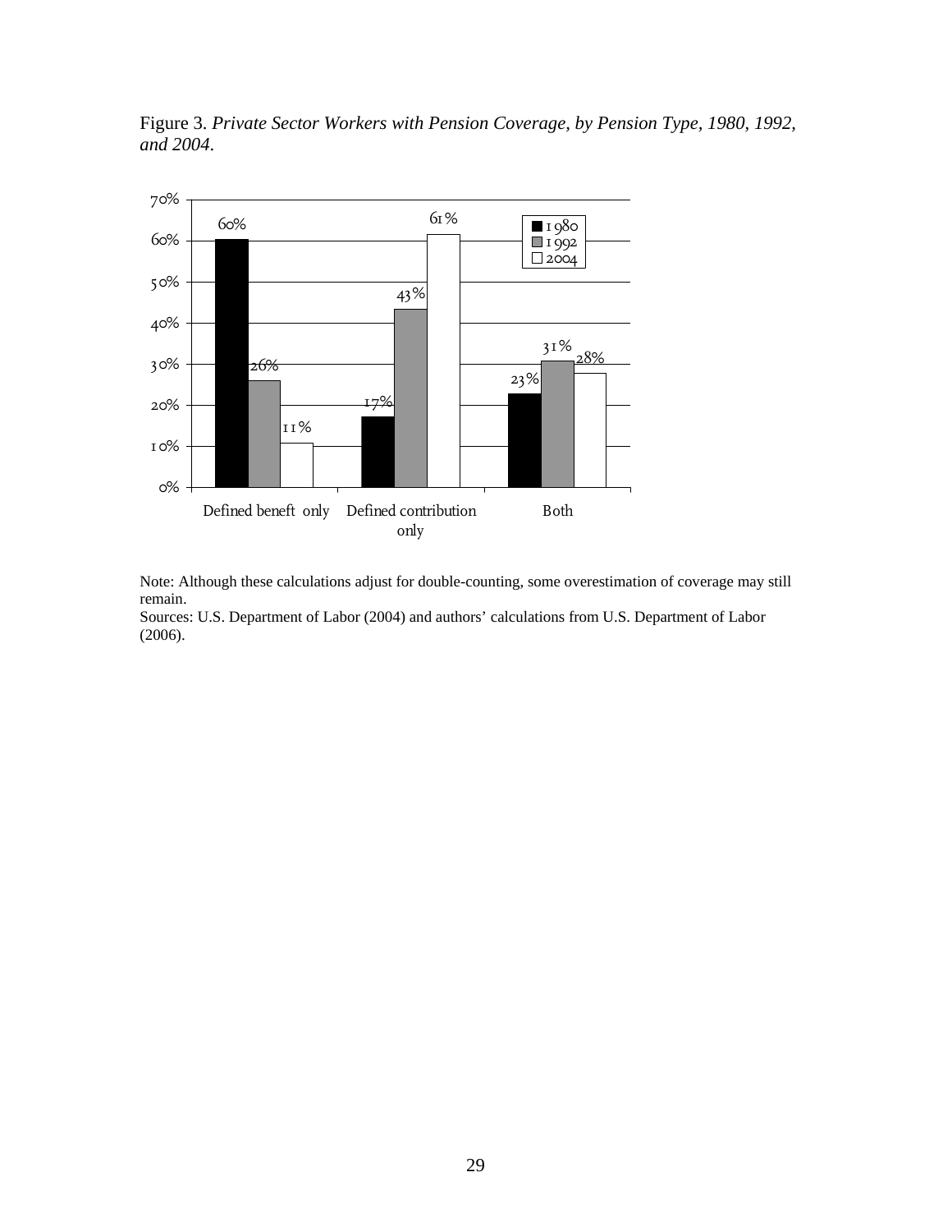Figure 3. *Private Sector Workers with Pension Coverage, by Pension Type, 1980, 1992, and 2004.*

| | 1980 | 1992 | 2004 |
|---|---|---|---|
| Defined beneft only | 60% | 26% | 11% |
| Defined contribution only | 17% | 43% | 61% |
| Both | 23% | 31% | 28% |

Note: Although these calculations adjust for double-counting, some overestimation of coverage may still remain.
Sources: U.S. Department of Labor (2004) and authors' calculations from U.S. Department of Labor (2006).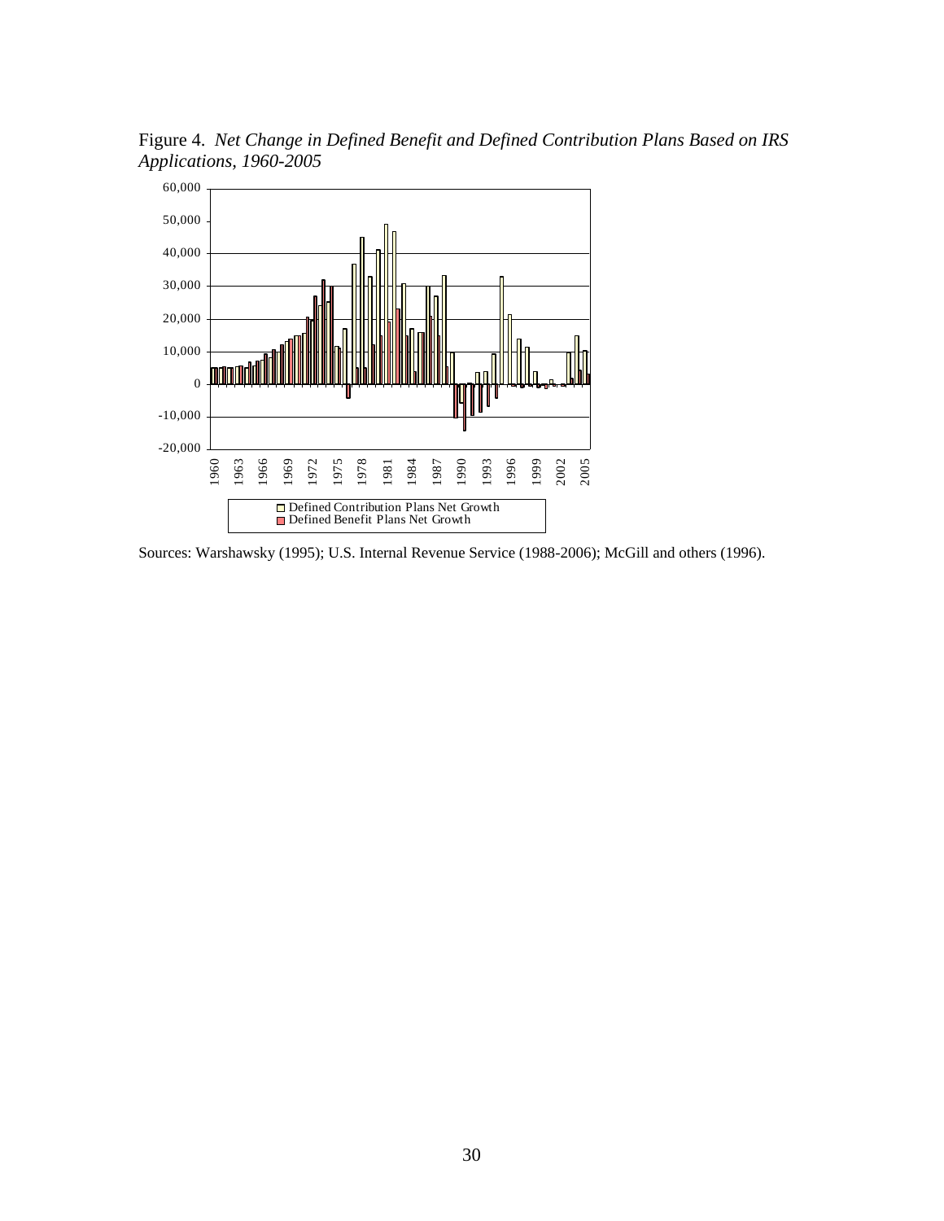Figure 4. *Net Change in Defined Benefit and Defined Contribution Plans Based on IRS Applications, 1960-2005*

Sources: Warshawsky (1995); U.S. Internal Revenue Service (1988-2006); McGill and others (1996).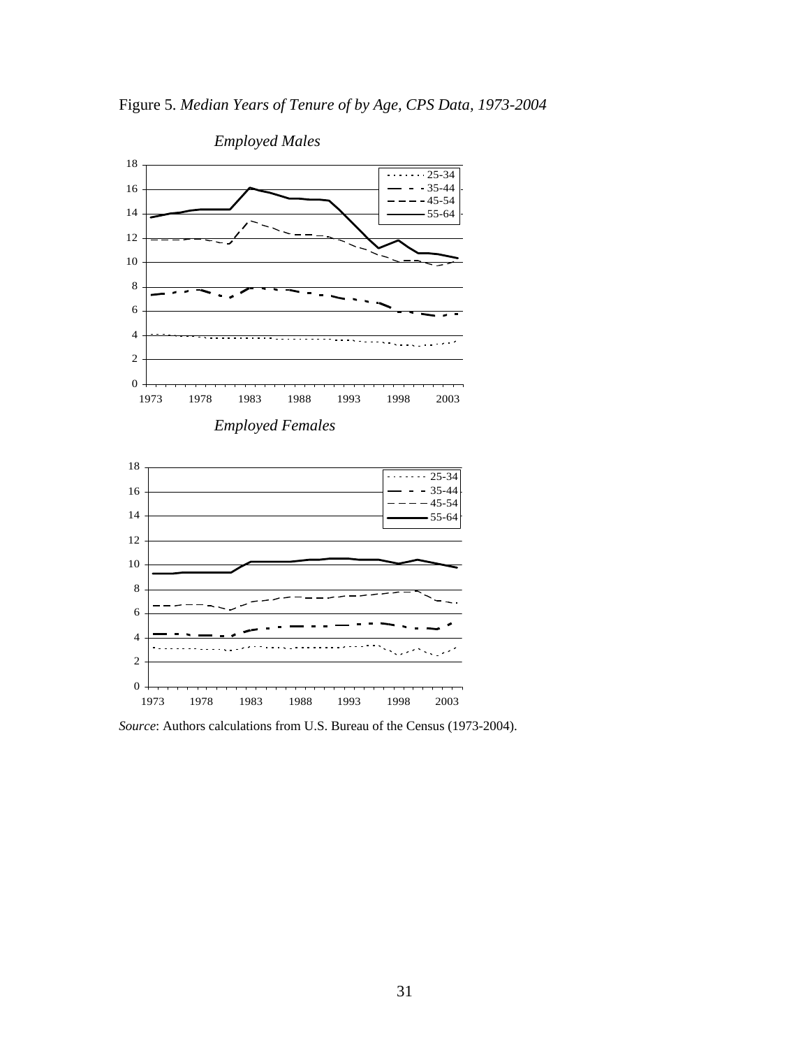Figure 5. *Median Years of Tenure of by Age, CPS Data, 1973-2004*

*Employed Males*

*Employed Females*

*Source*: Authors calculations from U.S. Bureau of the Census (1973-2004).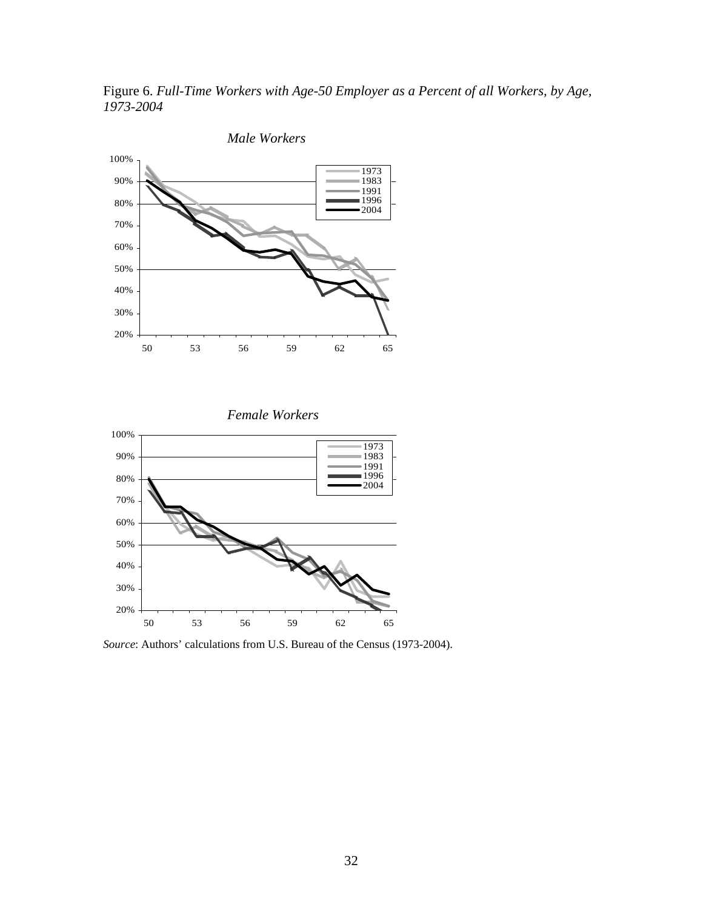Figure 6. *Full-Time Workers with Age-50 Employer as a Percent of all Workers, by Age, 1973-2004*

*Male Workers*

*Female Workers*

*Source*: Authors' calculations from U.S. Bureau of the Census (1973-2004).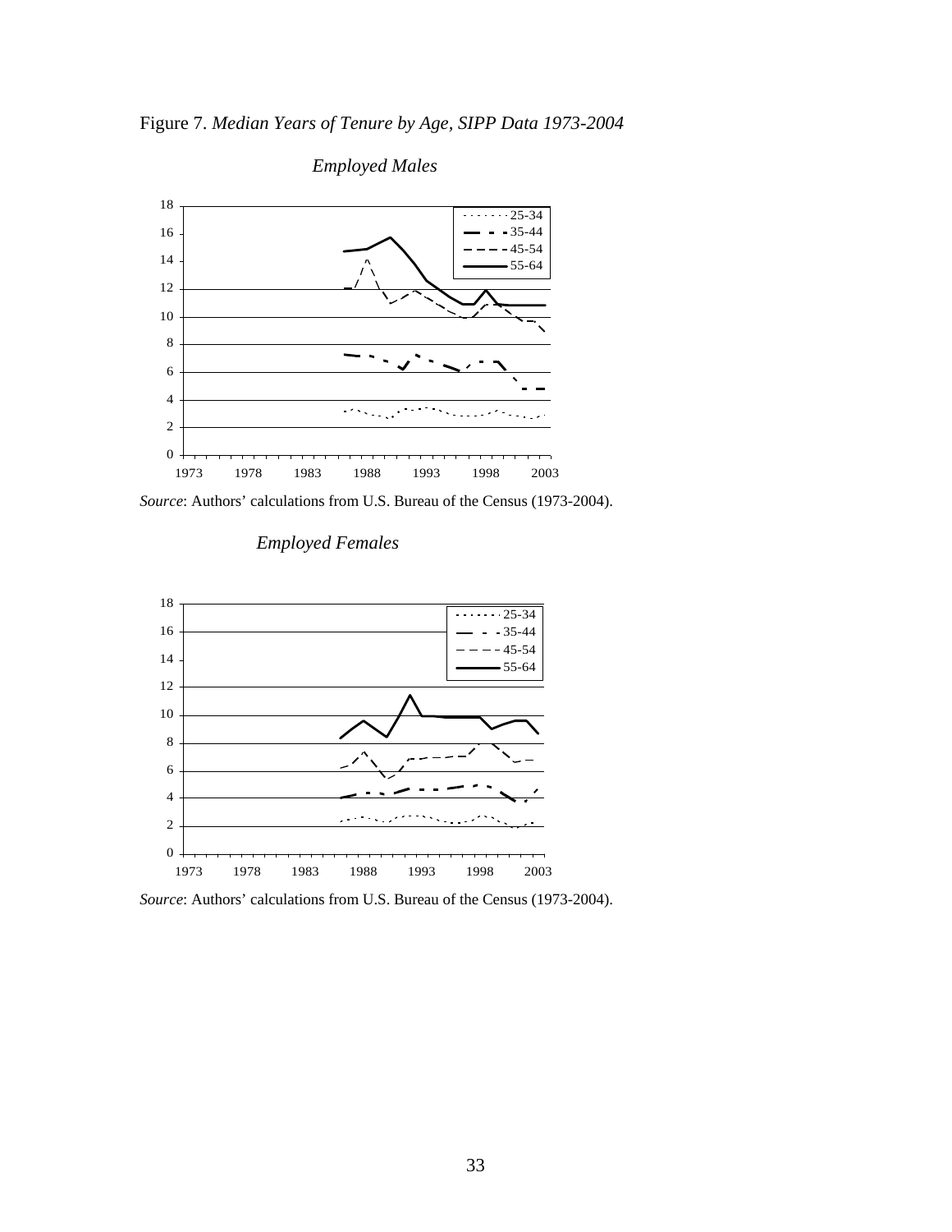Figure 7. *Median Years of Tenure by Age, SIPP Data 1973-2004*

*Employed Males*

*Source*: Authors' calculations from U.S. Bureau of the Census (1973-2004).

*Employed Females*

*Source*: Authors' calculations from U.S. Bureau of the Census (1973-2004).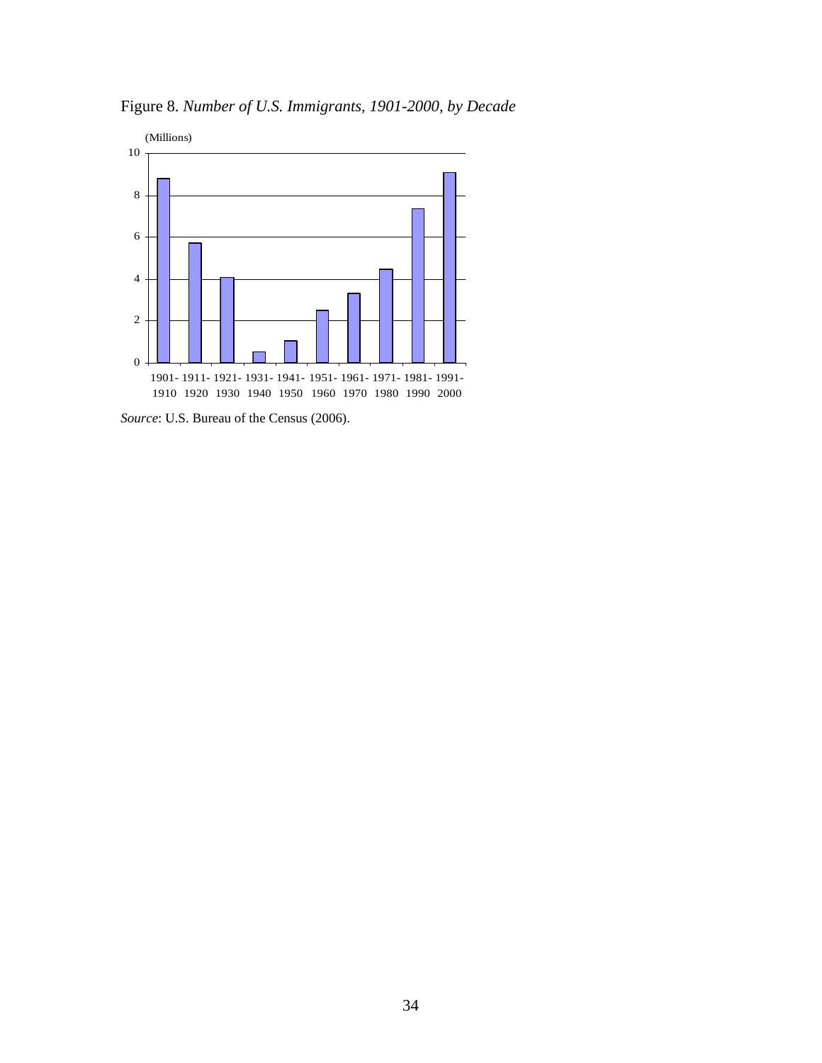Figure 8. *Number of U.S. Immigrants, 1901-2000, by Decade*

(Millions)

| Decade | Immigrants (Millions) |
| --- | --- |
| 1901-1910 | 8.8 |
| 1911-1920 | 5.7 |
| 1921-1930 | 4.1 |
| 1931-1940 | 0.5 |
| 1941-1950 | 1.0 |
| 1951-1960 | 2.5 |
| 1961-1970 | 3.3 |
| 1971-1980 | 4.5 |
| 1981-1990 | 7.3 |
| 1991-2000 | 9.1 |

*Source*: U.S. Bureau of the Census (2006).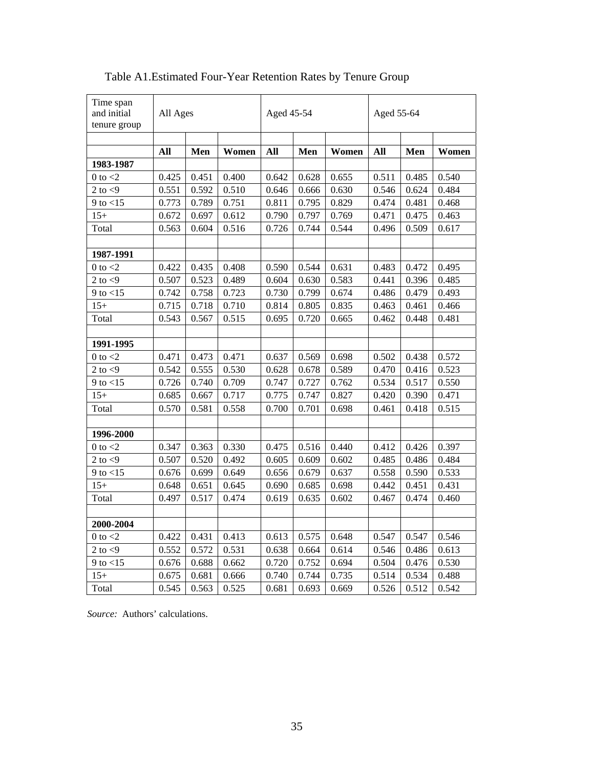Table A1.Estimated Four-Year Retention Rates by Tenure Group

| Time span and initial tenure group | All Ages | | | Aged 45-54 | | | Aged 55-64 | | |
|---|---|---|---|---|---|---|---|---|---|
| | | | | | | | | | |
| | **All** | **Men** | **Women** | **All** | **Men** | **Women** | **All** | **Men** | **Women** |
| **1983-1987** | | | | | | | | | |
| 0 to <2 | 0.425 | 0.451 | 0.400 | 0.642 | 0.628 | 0.655 | 0.511 | 0.485 | 0.540 |
| 2 to <9 | 0.551 | 0.592 | 0.510 | 0.646 | 0.666 | 0.630 | 0.546 | 0.624 | 0.484 |
| 9 to <15 | 0.773 | 0.789 | 0.751 | 0.811 | 0.795 | 0.829 | 0.474 | 0.481 | 0.468 |
| 15+ | 0.672 | 0.697 | 0.612 | 0.790 | 0.797 | 0.769 | 0.471 | 0.475 | 0.463 |
| Total | 0.563 | 0.604 | 0.516 | 0.726 | 0.744 | 0.544 | 0.496 | 0.509 | 0.617 |
| | | | | | | | | | |
| **1987-1991** | | | | | | | | | |
| 0 to <2 | 0.422 | 0.435 | 0.408 | 0.590 | 0.544 | 0.631 | 0.483 | 0.472 | 0.495 |
| 2 to <9 | 0.507 | 0.523 | 0.489 | 0.604 | 0.630 | 0.583 | 0.441 | 0.396 | 0.485 |
| 9 to <15 | 0.742 | 0.758 | 0.723 | 0.730 | 0.799 | 0.674 | 0.486 | 0.479 | 0.493 |
| 15+ | 0.715 | 0.718 | 0.710 | 0.814 | 0.805 | 0.835 | 0.463 | 0.461 | 0.466 |
| Total | 0.543 | 0.567 | 0.515 | 0.695 | 0.720 | 0.665 | 0.462 | 0.448 | 0.481 |
| | | | | | | | | | |
| **1991-1995** | | | | | | | | | |
| 0 to <2 | 0.471 | 0.473 | 0.471 | 0.637 | 0.569 | 0.698 | 0.502 | 0.438 | 0.572 |
| 2 to <9 | 0.542 | 0.555 | 0.530 | 0.628 | 0.678 | 0.589 | 0.470 | 0.416 | 0.523 |
| 9 to <15 | 0.726 | 0.740 | 0.709 | 0.747 | 0.727 | 0.762 | 0.534 | 0.517 | 0.550 |
| 15+ | 0.685 | 0.667 | 0.717 | 0.775 | 0.747 | 0.827 | 0.420 | 0.390 | 0.471 |
| Total | 0.570 | 0.581 | 0.558 | 0.700 | 0.701 | 0.698 | 0.461 | 0.418 | 0.515 |
| | | | | | | | | | |
| **1996-2000** | | | | | | | | | |
| 0 to <2 | 0.347 | 0.363 | 0.330 | 0.475 | 0.516 | 0.440 | 0.412 | 0.426 | 0.397 |
| 2 to <9 | 0.507 | 0.520 | 0.492 | 0.605 | 0.609 | 0.602 | 0.485 | 0.486 | 0.484 |
| 9 to <15 | 0.676 | 0.699 | 0.649 | 0.656 | 0.679 | 0.637 | 0.558 | 0.590 | 0.533 |
| 15+ | 0.648 | 0.651 | 0.645 | 0.690 | 0.685 | 0.698 | 0.442 | 0.451 | 0.431 |
| Total | 0.497 | 0.517 | 0.474 | 0.619 | 0.635 | 0.602 | 0.467 | 0.474 | 0.460 |
| | | | | | | | | | |
| **2000-2004** | | | | | | | | | |
| 0 to <2 | 0.422 | 0.431 | 0.413 | 0.613 | 0.575 | 0.648 | 0.547 | 0.547 | 0.546 |
| 2 to <9 | 0.552 | 0.572 | 0.531 | 0.638 | 0.664 | 0.614 | 0.546 | 0.486 | 0.613 |
| 9 to <15 | 0.676 | 0.688 | 0.662 | 0.720 | 0.752 | 0.694 | 0.504 | 0.476 | 0.530 |
| 15+ | 0.675 | 0.681 | 0.666 | 0.740 | 0.744 | 0.735 | 0.514 | 0.534 | 0.488 |
| Total | 0.545 | 0.563 | 0.525 | 0.681 | 0.693 | 0.669 | 0.526 | 0.512 | 0.542 |

*Source:* Authors' calculations.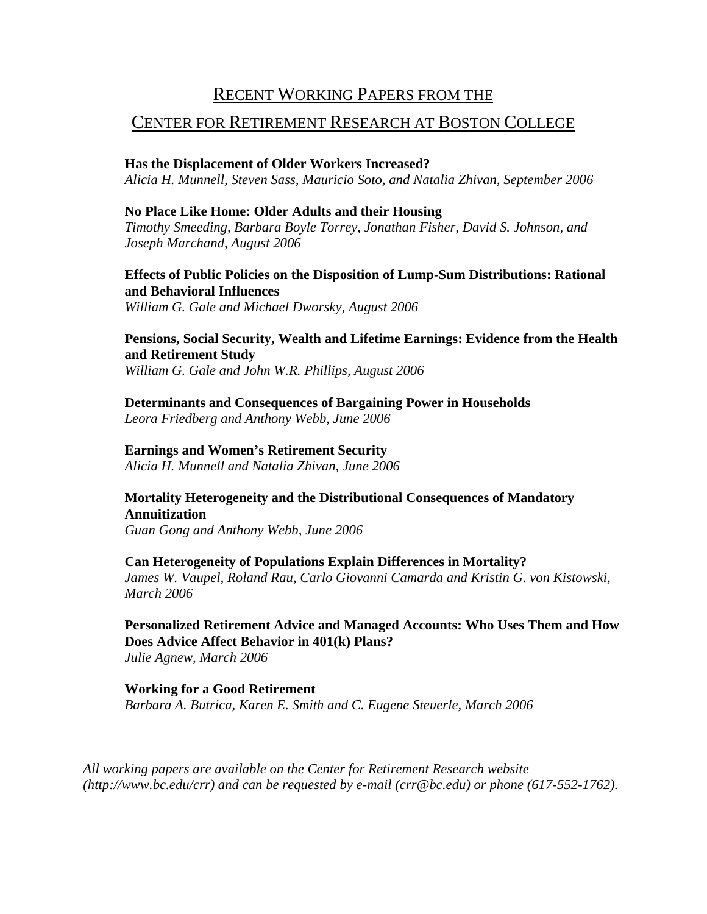# Recent Working Papers from the Center for Retirement Research at Boston College

**Has the Displacement of Older Workers Increased?**
*Alicia H. Munnell, Steven Sass, Mauricio Soto, and Natalia Zhivan, September 2006*

**No Place Like Home: Older Adults and their Housing**
*Timothy Smeeding, Barbara Boyle Torrey, Jonathan Fisher, David S. Johnson, and Joseph Marchand, August 2006*

**Effects of Public Policies on the Disposition of Lump-Sum Distributions: Rational and Behavioral Influences**
*William G. Gale and Michael Dworsky, August 2006*

**Pensions, Social Security, Wealth and Lifetime Earnings: Evidence from the Health and Retirement Study**
*William G. Gale and John W.R. Phillips, August 2006*

**Determinants and Consequences of Bargaining Power in Households**
*Leora Friedberg and Anthony Webb, June 2006*

**Earnings and Women's Retirement Security**
*Alicia H. Munnell and Natalia Zhivan, June 2006*

**Mortality Heterogeneity and the Distributional Consequences of Mandatory Annuitization**
*Guan Gong and Anthony Webb, June 2006*

**Can Heterogeneity of Populations Explain Differences in Mortality?**
*James W. Vaupel, Roland Rau, Carlo Giovanni Camarda and Kristin G. von Kistowski, March 2006*

**Personalized Retirement Advice and Managed Accounts: Who Uses Them and How Does Advice Affect Behavior in 401(k) Plans?**
*Julie Agnew, March 2006*

**Working for a Good Retirement**
*Barbara A. Butrica, Karen E. Smith and C. Eugene Steuerle, March 2006*

*All working papers are available on the Center for Retirement Research website (http://www.bc.edu/crr) and can be requested by e-mail (crr@bc.edu) or phone (617-552-1762).*